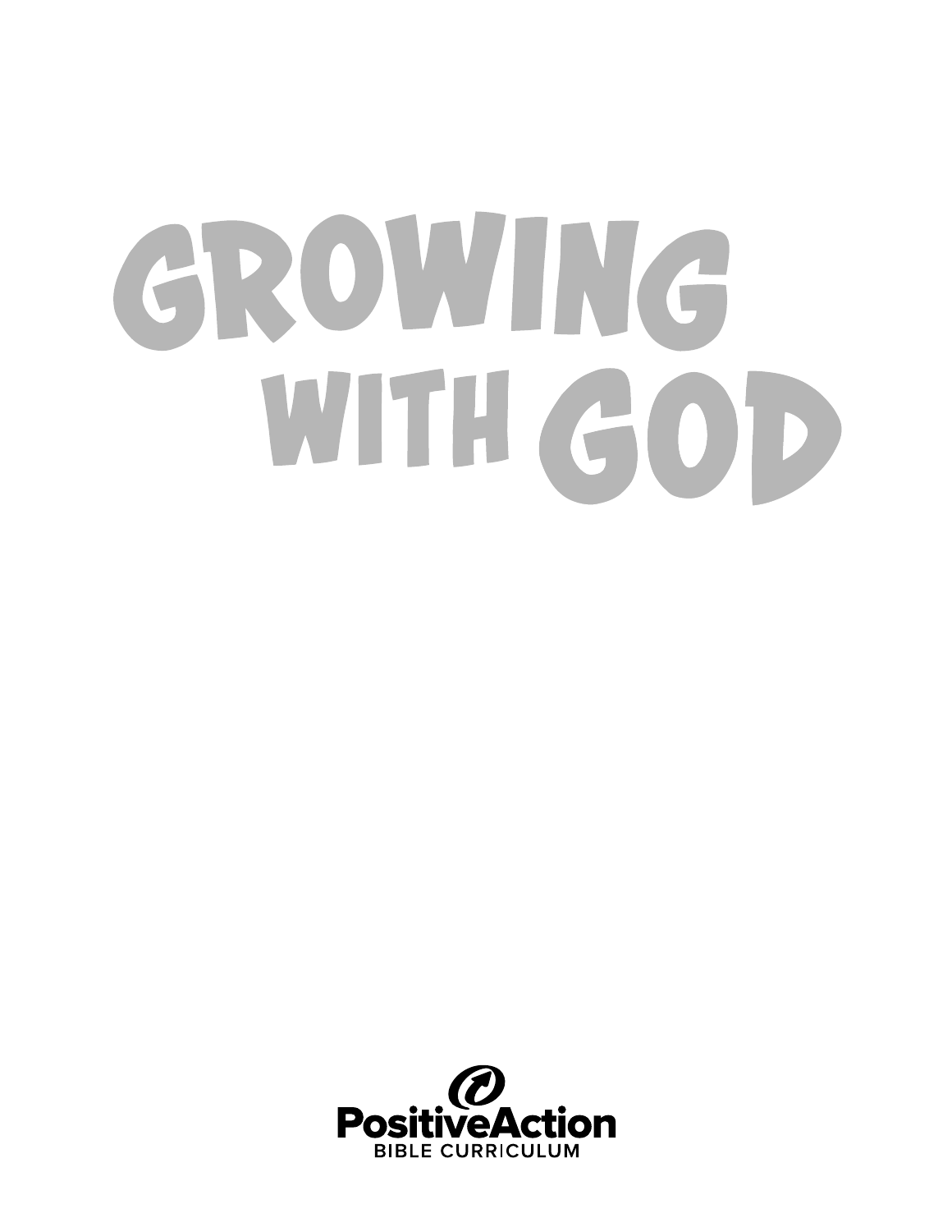# Growing with God

PositiveAction
BIBLE CURRICULUM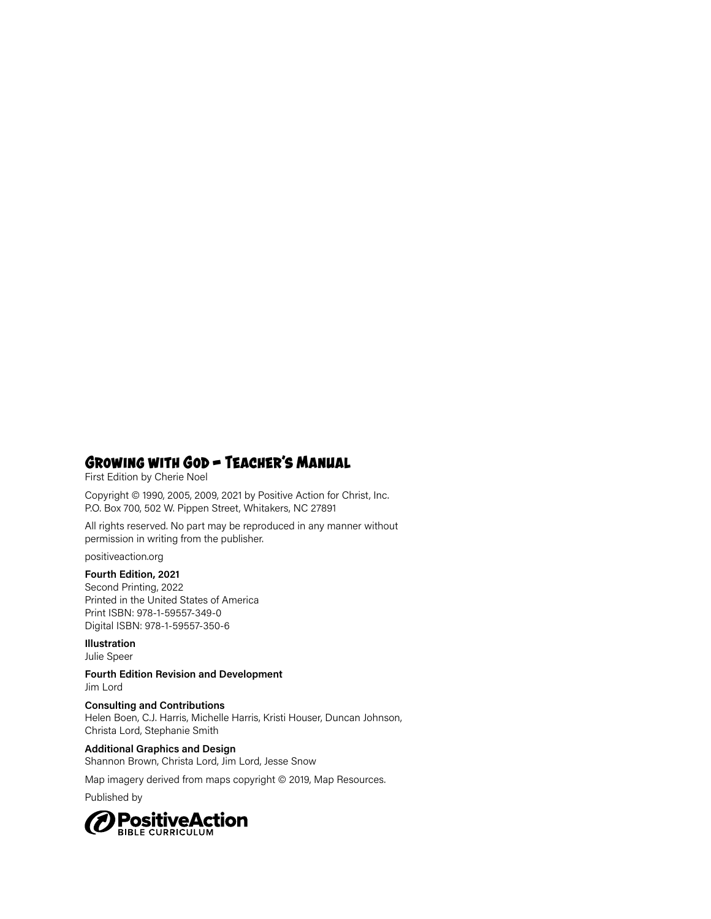# Growing with God – Teacher's Manual

First Edition by Cherie Noel

Copyright © 1990, 2005, 2009, 2021 by Positive Action for Christ, Inc.
P.O. Box 700, 502 W. Pippen Street, Whitakers, NC 27891

All rights reserved. No part may be reproduced in any manner without permission in writing from the publisher.

positiveaction.org

**Fourth Edition, 2021**
Second Printing, 2022
Printed in the United States of America
Print ISBN: 978-1-59557-349-0
Digital ISBN: 978-1-59557-350-6

**Illustration**
Julie Speer

**Fourth Edition Revision and Development**
Jim Lord

**Consulting and Contributions**
Helen Boen, C.J. Harris, Michelle Harris, Kristi Houser, Duncan Johnson, Christa Lord, Stephanie Smith

**Additional Graphics and Design**
Shannon Brown, Christa Lord, Jim Lord, Jesse Snow

Map imagery derived from maps copyright © 2019, Map Resources.

Published by

PositiveAction BIBLE CURRICULUM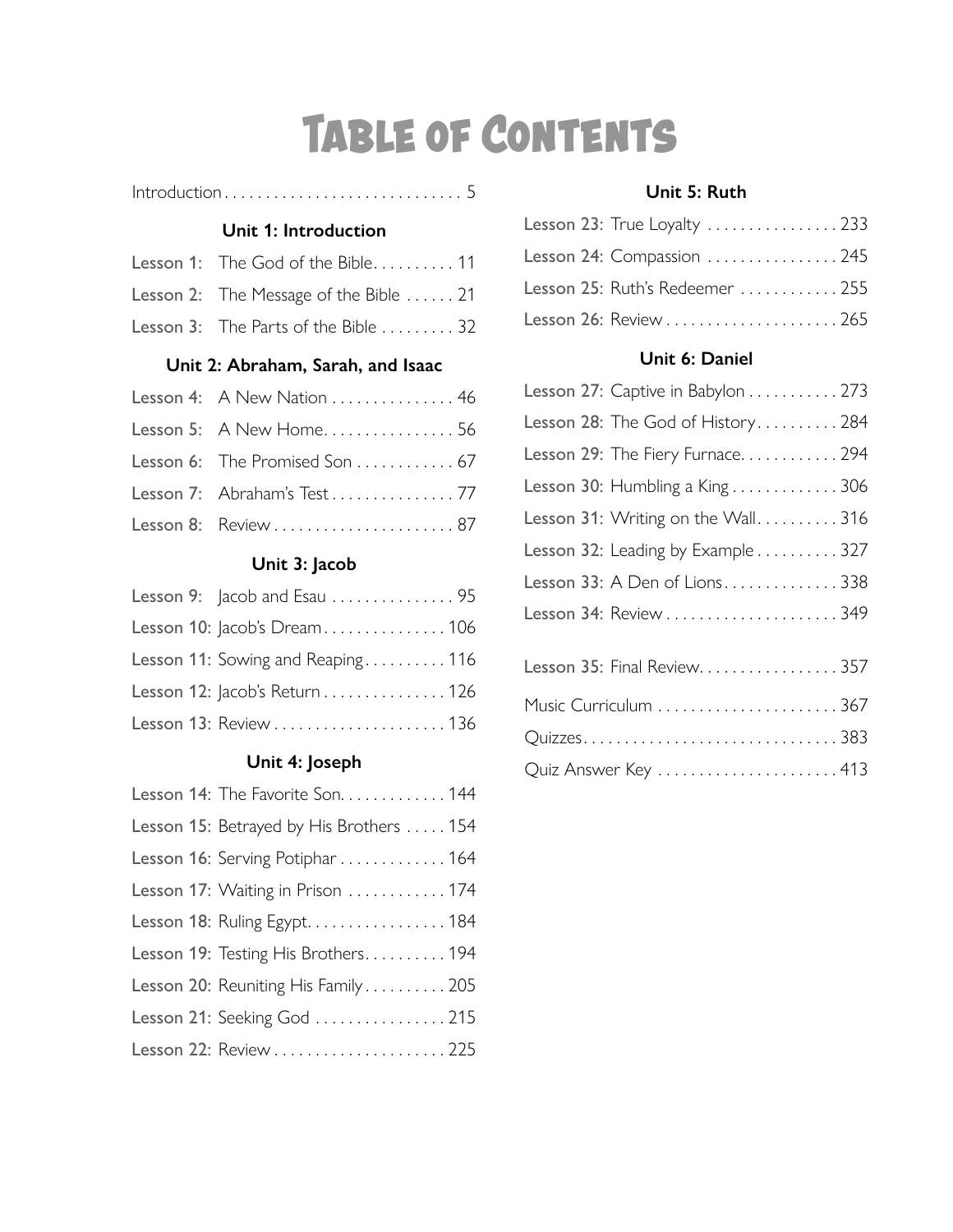# Table of Contents

Introduction . . . . . . . . . . . . . . . . . . . . . . . . . . . . . 5

### Unit 1: Introduction

Lesson 1: The God of the Bible . . . . . . . . . . 11

Lesson 2: The Message of the Bible . . . . . . 21

Lesson 3: The Parts of the Bible . . . . . . . . . 32

### Unit 2: Abraham, Sarah, and Isaac

Lesson 4: A New Nation . . . . . . . . . . . . . . . 46

Lesson 5: A New Home . . . . . . . . . . . . . . . . 56

Lesson 6: The Promised Son . . . . . . . . . . . . 67

Lesson 7: Abraham's Test . . . . . . . . . . . . . . . 77

Lesson 8: Review . . . . . . . . . . . . . . . . . . . . . . 87

### Unit 3: Jacob

Lesson 9: Jacob and Esau . . . . . . . . . . . . . . . 95

Lesson 10: Jacob's Dream . . . . . . . . . . . . . . . 106

Lesson 11: Sowing and Reaping . . . . . . . . . . 116

Lesson 12: Jacob's Return . . . . . . . . . . . . . . . 126

Lesson 13: Review . . . . . . . . . . . . . . . . . . . . . 136

### Unit 4: Joseph

Lesson 14: The Favorite Son . . . . . . . . . . . . . 144

Lesson 15: Betrayed by His Brothers . . . . . 154

Lesson 16: Serving Potiphar . . . . . . . . . . . . . 164

Lesson 17: Waiting in Prison . . . . . . . . . . . . 174

Lesson 18: Ruling Egypt . . . . . . . . . . . . . . . . 184

Lesson 19: Testing His Brothers . . . . . . . . . . 194

Lesson 20: Reuniting His Family . . . . . . . . . . 205

Lesson 21: Seeking God . . . . . . . . . . . . . . . . 215

Lesson 22: Review . . . . . . . . . . . . . . . . . . . . . 225

### Unit 5: Ruth

Lesson 23: True Loyalty . . . . . . . . . . . . . . . . 233

Lesson 24: Compassion . . . . . . . . . . . . . . . . 245

Lesson 25: Ruth's Redeemer . . . . . . . . . . . . 255

Lesson 26: Review . . . . . . . . . . . . . . . . . . . . . 265

### Unit 6: Daniel

Lesson 27: Captive in Babylon . . . . . . . . . . . 273

Lesson 28: The God of History . . . . . . . . . . 284

Lesson 29: The Fiery Furnace . . . . . . . . . . . . 294

Lesson 30: Humbling a King . . . . . . . . . . . . . 306

Lesson 31: Writing on the Wall . . . . . . . . . . 316

Lesson 32: Leading by Example . . . . . . . . . . 327

Lesson 33: A Den of Lions . . . . . . . . . . . . . . 338

Lesson 34: Review . . . . . . . . . . . . . . . . . . . . . 349

Lesson 35: Final Review . . . . . . . . . . . . . . . . . 357

Music Curriculum . . . . . . . . . . . . . . . . . . . . . . 367

Quizzes . . . . . . . . . . . . . . . . . . . . . . . . . . . . . . . 383

Quiz Answer Key . . . . . . . . . . . . . . . . . . . . . . 413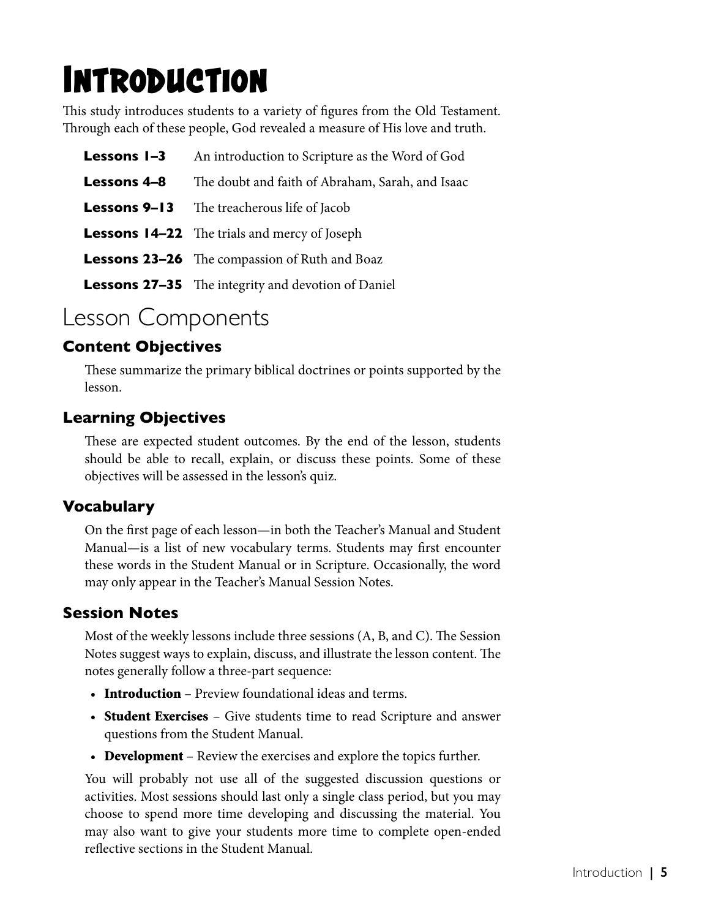# Introduction

This study introduces students to a variety of figures from the Old Testament. Through each of these people, God revealed a measure of His love and truth.

| | |
|---|---|
| **Lessons 1–3** | An introduction to Scripture as the Word of God |
| **Lessons 4–8** | The doubt and faith of Abraham, Sarah, and Isaac |
| **Lessons 9–13** | The treacherous life of Jacob |
| **Lessons 14–22** | The trials and mercy of Joseph |
| **Lessons 23–26** | The compassion of Ruth and Boaz |
| **Lessons 27–35** | The integrity and devotion of Daniel |

## Lesson Components

### Content Objectives

These summarize the primary biblical doctrines or points supported by the lesson.

### Learning Objectives

These are expected student outcomes. By the end of the lesson, students should be able to recall, explain, or discuss these points. Some of these objectives will be assessed in the lesson's quiz.

### Vocabulary

On the first page of each lesson—in both the Teacher's Manual and Student Manual—is a list of new vocabulary terms. Students may first encounter these words in the Student Manual or in Scripture. Occasionally, the word may only appear in the Teacher's Manual Session Notes.

### Session Notes

Most of the weekly lessons include three sessions (A, B, and C). The Session Notes suggest ways to explain, discuss, and illustrate the lesson content. The notes generally follow a three-part sequence:

- **Introduction** – Preview foundational ideas and terms.
- **Student Exercises** – Give students time to read Scripture and answer questions from the Student Manual.
- **Development** – Review the exercises and explore the topics further.

You will probably not use all of the suggested discussion questions or activities. Most sessions should last only a single class period, but you may choose to spend more time developing and discussing the material. You may also want to give your students more time to complete open-ended reflective sections in the Student Manual.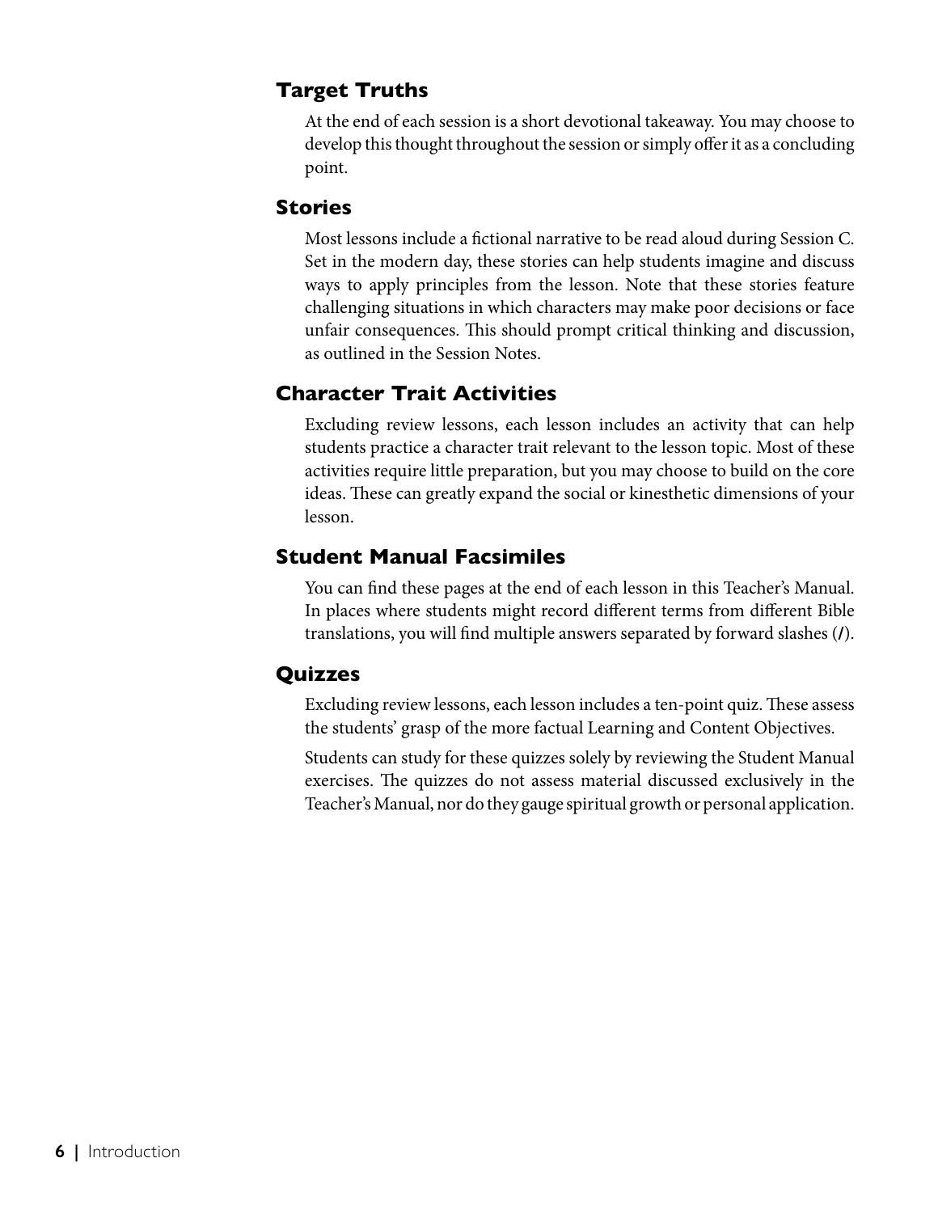## Target Truths

At the end of each session is a short devotional takeaway. You may choose to develop this thought throughout the session or simply offer it as a concluding point.

## Stories

Most lessons include a fictional narrative to be read aloud during Session C. Set in the modern day, these stories can help students imagine and discuss ways to apply principles from the lesson. Note that these stories feature challenging situations in which characters may make poor decisions or face unfair consequences. This should prompt critical thinking and discussion, as outlined in the Session Notes.

## Character Trait Activities

Excluding review lessons, each lesson includes an activity that can help students practice a character trait relevant to the lesson topic. Most of these activities require little preparation, but you may choose to build on the core ideas. These can greatly expand the social or kinesthetic dimensions of your lesson.

## Student Manual Facsimiles

You can find these pages at the end of each lesson in this Teacher's Manual. In places where students might record different terms from different Bible translations, you will find multiple answers separated by forward slashes (**/**).

## Quizzes

Excluding review lessons, each lesson includes a ten-point quiz. These assess the students' grasp of the more factual Learning and Content Objectives.

Students can study for these quizzes solely by reviewing the Student Manual exercises. The quizzes do not assess material discussed exclusively in the Teacher's Manual, nor do they gauge spiritual growth or personal application.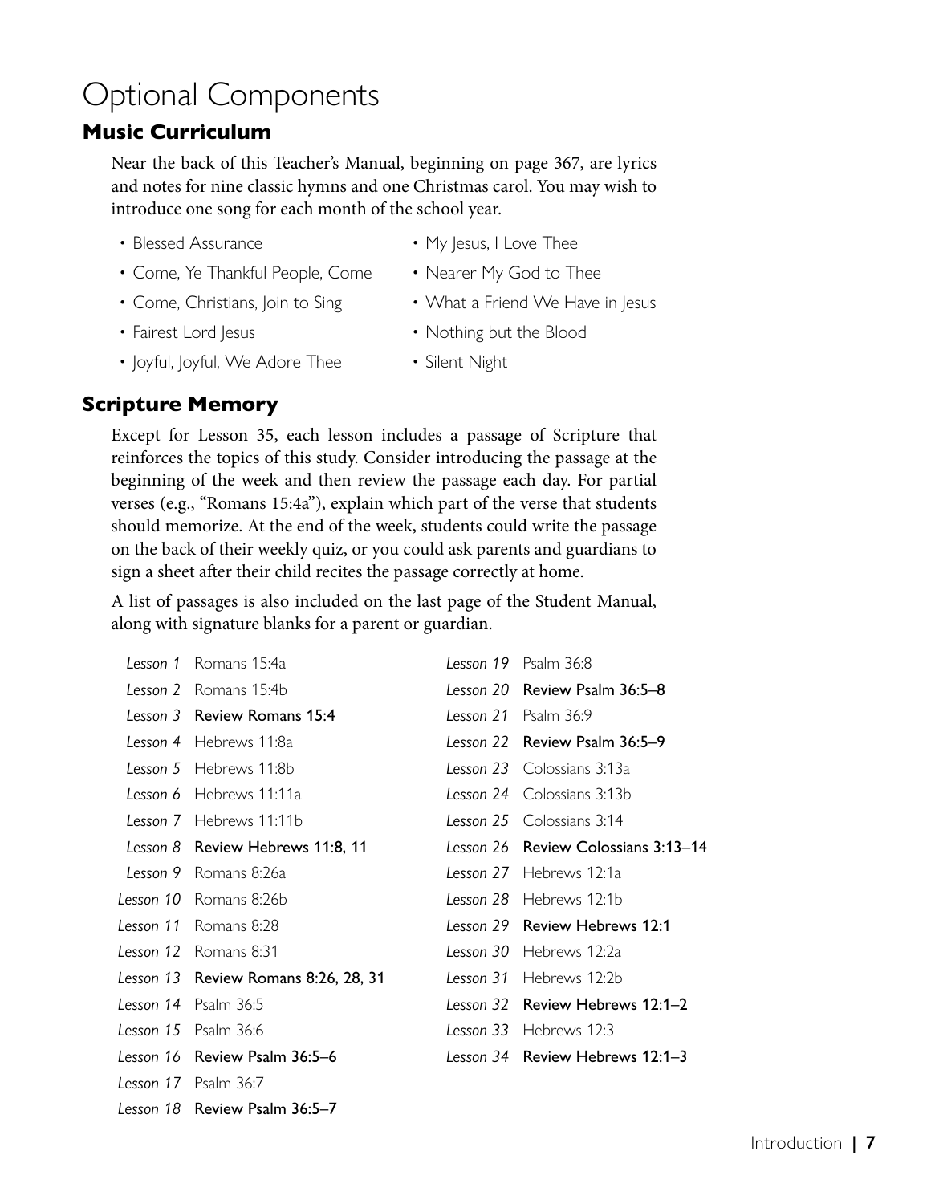# Optional Components

## Music Curriculum

Near the back of this Teacher's Manual, beginning on page 367, are lyrics and notes for nine classic hymns and one Christmas carol. You may wish to introduce one song for each month of the school year.

- Blessed Assurance
- Come, Ye Thankful People, Come
- Come, Christians, Join to Sing
- Fairest Lord Jesus
- Joyful, Joyful, We Adore Thee
- My Jesus, I Love Thee
- Nearer My God to Thee
- What a Friend We Have in Jesus
- Nothing but the Blood
- Silent Night

## Scripture Memory

Except for Lesson 35, each lesson includes a passage of Scripture that reinforces the topics of this study. Consider introducing the passage at the beginning of the week and then review the passage each day. For partial verses (e.g., "Romans 15:4a"), explain which part of the verse that students should memorize. At the end of the week, students could write the passage on the back of their weekly quiz, or you could ask parents and guardians to sign a sheet after their child recites the passage correctly at home.

A list of passages is also included on the last page of the Student Manual, along with signature blanks for a parent or guardian.

*Lesson 1* Romans 15:4a
*Lesson 2* Romans 15:4b
*Lesson 3* **Review Romans 15:4**
*Lesson 4* Hebrews 11:8a
*Lesson 5* Hebrews 11:8b
*Lesson 6* Hebrews 11:11a
*Lesson 7* Hebrews 11:11b
*Lesson 8* **Review Hebrews 11:8, 11**
*Lesson 9* Romans 8:26a
*Lesson 10* Romans 8:26b
*Lesson 11* Romans 8:28
*Lesson 12* Romans 8:31
*Lesson 13* **Review Romans 8:26, 28, 31**
*Lesson 14* Psalm 36:5
*Lesson 15* Psalm 36:6
*Lesson 16* **Review Psalm 36:5–6**
*Lesson 17* Psalm 36:7
*Lesson 18* **Review Psalm 36:5–7**
*Lesson 19* Psalm 36:8
*Lesson 20* **Review Psalm 36:5–8**
*Lesson 21* Psalm 36:9
*Lesson 22* **Review Psalm 36:5–9**
*Lesson 23* Colossians 3:13a
*Lesson 24* Colossians 3:13b
*Lesson 25* Colossians 3:14
*Lesson 26* **Review Colossians 3:13–14**
*Lesson 27* Hebrews 12:1a
*Lesson 28* Hebrews 12:1b
*Lesson 29* **Review Hebrews 12:1**
*Lesson 30* Hebrews 12:2a
*Lesson 31* Hebrews 12:2b
*Lesson 32* **Review Hebrews 12:1–2**
*Lesson 33* Hebrews 12:3
*Lesson 34* **Review Hebrews 12:1–3**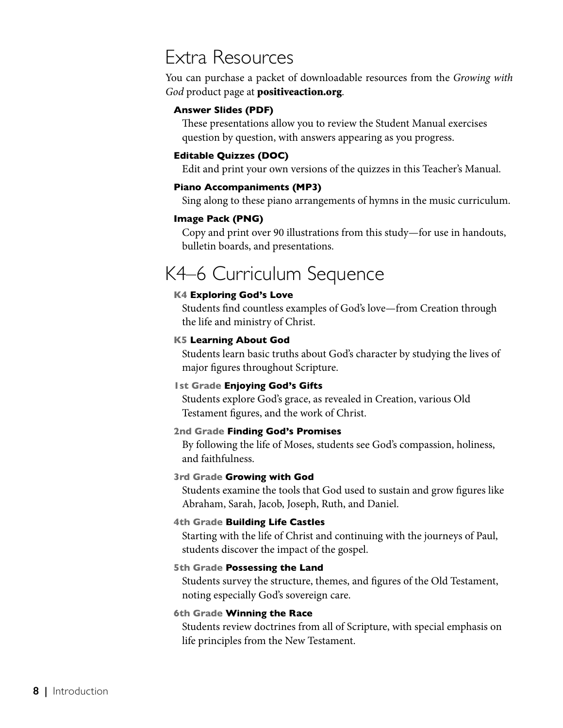## Extra Resources

You can purchase a packet of downloadable resources from the *Growing with God* product page at **positiveaction.org**.

**Answer Slides (PDF)**

These presentations allow you to review the Student Manual exercises question by question, with answers appearing as you progress.

**Editable Quizzes (DOC)**

Edit and print your own versions of the quizzes in this Teacher's Manual.

**Piano Accompaniments (MP3)**

Sing along to these piano arrangements of hymns in the music curriculum.

**Image Pack (PNG)**

Copy and print over 90 illustrations from this study—for use in handouts, bulletin boards, and presentations.

## K4–6 Curriculum Sequence

**K4 Exploring God's Love**

Students find countless examples of God's love—from Creation through the life and ministry of Christ.

**K5 Learning About God**

Students learn basic truths about God's character by studying the lives of major figures throughout Scripture.

**1st Grade Enjoying God's Gifts**

Students explore God's grace, as revealed in Creation, various Old Testament figures, and the work of Christ.

**2nd Grade Finding God's Promises**

By following the life of Moses, students see God's compassion, holiness, and faithfulness.

**3rd Grade Growing with God**

Students examine the tools that God used to sustain and grow figures like Abraham, Sarah, Jacob, Joseph, Ruth, and Daniel.

**4th Grade Building Life Castles**

Starting with the life of Christ and continuing with the journeys of Paul, students discover the impact of the gospel.

**5th Grade Possessing the Land**

Students survey the structure, themes, and figures of the Old Testament, noting especially God's sovereign care.

**6th Grade Winning the Race**

Students review doctrines from all of Scripture, with special emphasis on life principles from the New Testament.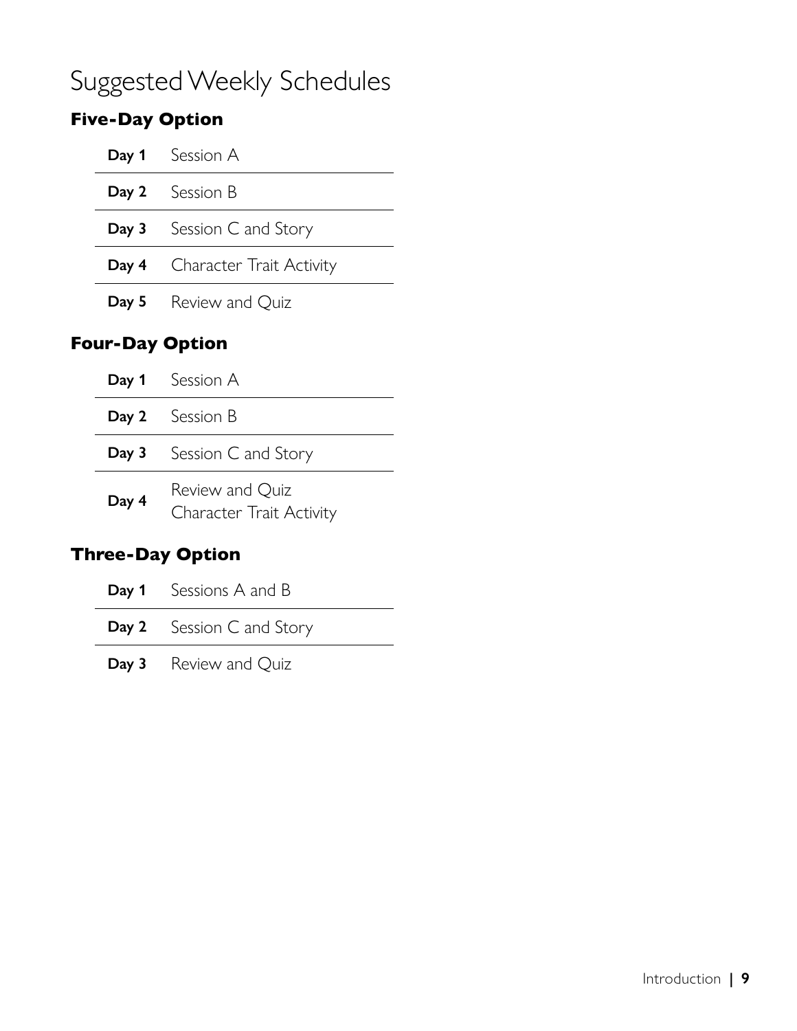# Suggested Weekly Schedules

## Five-Day Option

| | |
|---|---|
| **Day 1** | Session A |
| **Day 2** | Session B |
| **Day 3** | Session C and Story |
| **Day 4** | Character Trait Activity |
| **Day 5** | Review and Quiz |

## Four-Day Option

| | |
|---|---|
| **Day 1** | Session A |
| **Day 2** | Session B |
| **Day 3** | Session C and Story |
| **Day 4** | Review and Quiz<br>Character Trait Activity |

## Three-Day Option

| | |
|---|---|
| **Day 1** | Sessions A and B |
| **Day 2** | Session C and Story |
| **Day 3** | Review and Quiz |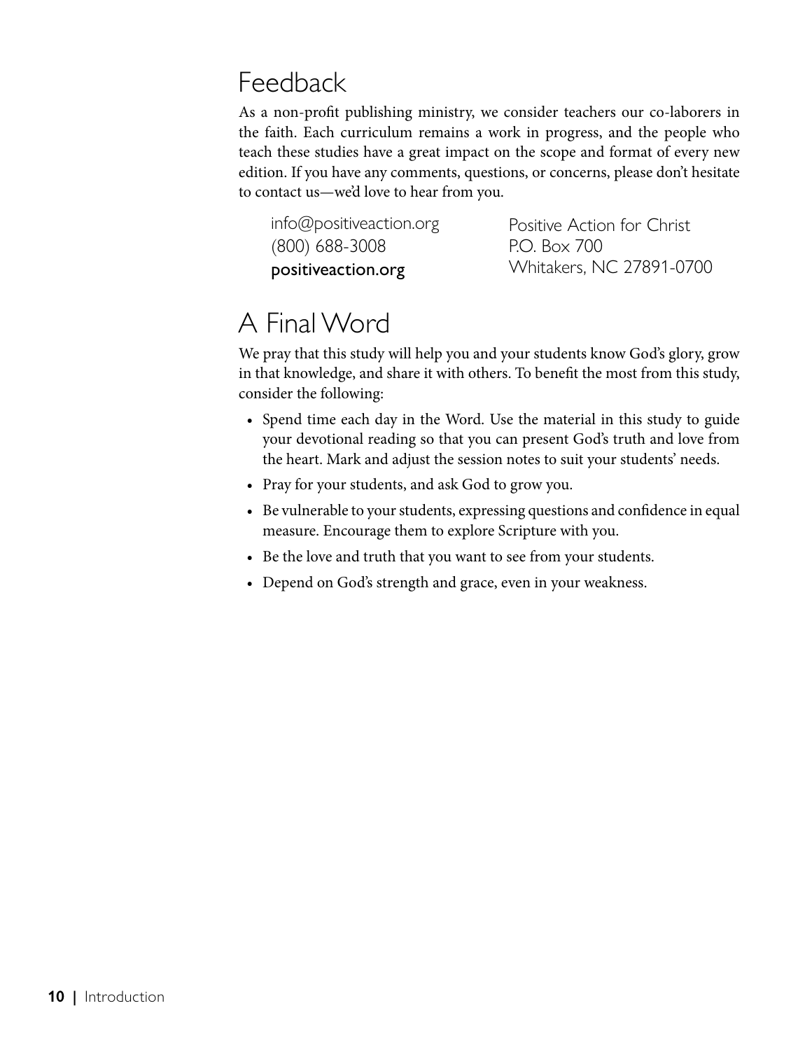## Feedback

As a non-profit publishing ministry, we consider teachers our co-laborers in the faith. Each curriculum remains a work in progress, and the people who teach these studies have a great impact on the scope and format of every new edition. If you have any comments, questions, or concerns, please don't hesitate to contact us—we'd love to hear from you.

info@positiveaction.org
(800) 688-3008
**positiveaction.org**

Positive Action for Christ
P.O. Box 700
Whitakers, NC 27891-0700

## A Final Word

We pray that this study will help you and your students know God's glory, grow in that knowledge, and share it with others. To benefit the most from this study, consider the following:

- Spend time each day in the Word. Use the material in this study to guide your devotional reading so that you can present God's truth and love from the heart. Mark and adjust the session notes to suit your students' needs.
- Pray for your students, and ask God to grow you.
- Be vulnerable to your students, expressing questions and confidence in equal measure. Encourage them to explore Scripture with you.
- Be the love and truth that you want to see from your students.
- Depend on God's strength and grace, even in your weakness.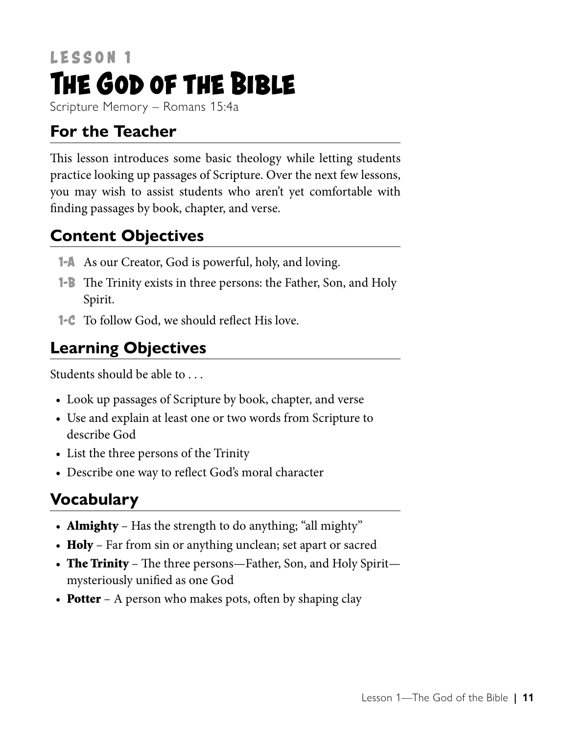LESSON 1

# The God of the Bible

Scripture Memory – Romans 15:4a

## For the Teacher

This lesson introduces some basic theology while letting students practice looking up passages of Scripture. Over the next few lessons, you may wish to assist students who aren't yet comfortable with finding passages by book, chapter, and verse.

## Content Objectives

- **1-A** As our Creator, God is powerful, holy, and loving.
- **1-B** The Trinity exists in three persons: the Father, Son, and Holy Spirit.
- **1-C** To follow God, we should reflect His love.

## Learning Objectives

Students should be able to . . .

- Look up passages of Scripture by book, chapter, and verse
- Use and explain at least one or two words from Scripture to describe God
- List the three persons of the Trinity
- Describe one way to reflect God's moral character

## Vocabulary

- **Almighty** – Has the strength to do anything; "all mighty"
- **Holy** – Far from sin or anything unclean; set apart or sacred
- **The Trinity** – The three persons—Father, Son, and Holy Spirit—mysteriously unified as one God
- **Potter** – A person who makes pots, often by shaping clay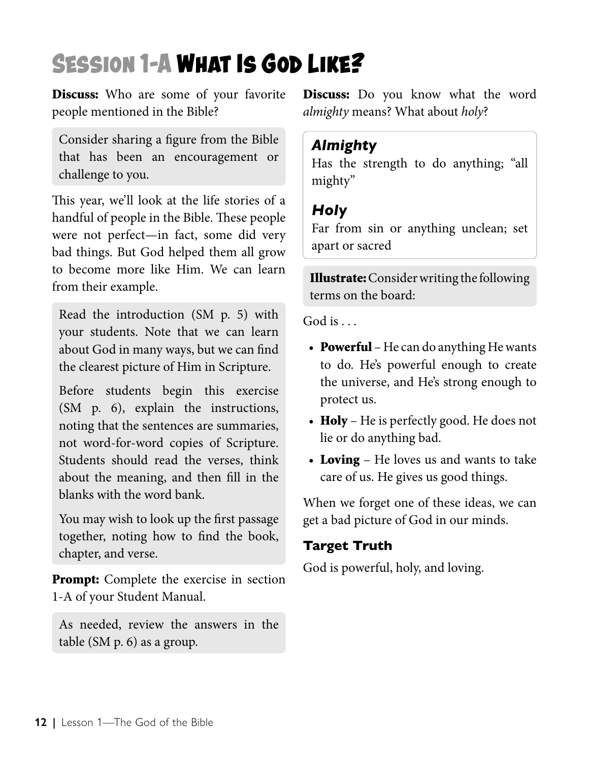# Session 1-A What Is God Like?

**Discuss:** Who are some of your favorite people mentioned in the Bible?

Consider sharing a figure from the Bible that has been an encouragement or challenge to you.

This year, we'll look at the life stories of a handful of people in the Bible. These people were not perfect—in fact, some did very bad things. But God helped them all grow to become more like Him. We can learn from their example.

Read the introduction (SM p. 5) with your students. Note that we can learn about God in many ways, but we can find the clearest picture of Him in Scripture.

Before students begin this exercise (SM p. 6), explain the instructions, noting that the sentences are summaries, not word-for-word copies of Scripture. Students should read the verses, think about the meaning, and then fill in the blanks with the word bank.

You may wish to look up the first passage together, noting how to find the book, chapter, and verse.

**Prompt:** Complete the exercise in section 1-A of your Student Manual.

As needed, review the answers in the table (SM p. 6) as a group.

**Discuss:** Do you know what the word *almighty* means? What about *holy*?

***Almighty***
Has the strength to do anything; "all mighty"

***Holy***
Far from sin or anything unclean; set apart or sacred

**Illustrate:** Consider writing the following terms on the board:

God is . . .

- **Powerful** – He can do anything He wants to do. He's powerful enough to create the universe, and He's strong enough to protect us.
- **Holy** – He is perfectly good. He does not lie or do anything bad.
- **Loving** – He loves us and wants to take care of us. He gives us good things.

When we forget one of these ideas, we can get a bad picture of God in our minds.

### Target Truth

God is powerful, holy, and loving.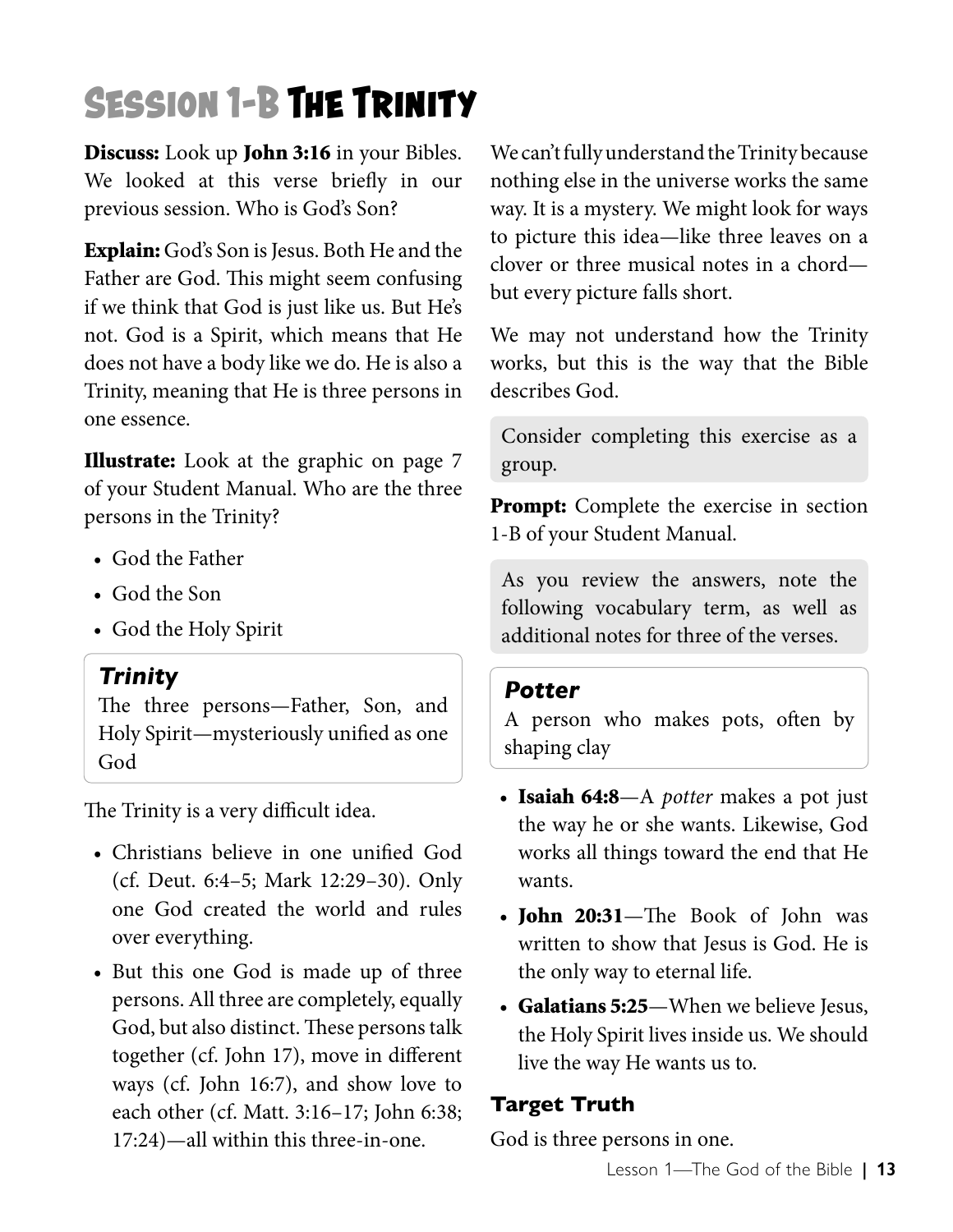# Session 1-B The Trinity

**Discuss:** Look up **John 3:16** in your Bibles. We looked at this verse briefly in our previous session. Who is God's Son?

**Explain:** God's Son is Jesus. Both He and the Father are God. This might seem confusing if we think that God is just like us. But He's not. God is a Spirit, which means that He does not have a body like we do. He is also a Trinity, meaning that He is three persons in one essence.

**Illustrate:** Look at the graphic on page 7 of your Student Manual. Who are the three persons in the Trinity?

- God the Father
- God the Son
- God the Holy Spirit

> ***Trinity***
> The three persons—Father, Son, and Holy Spirit—mysteriously unified as one God

The Trinity is a very difficult idea.

- Christians believe in one unified God (cf. Deut. 6:4–5; Mark 12:29–30). Only one God created the world and rules over everything.
- But this one God is made up of three persons. All three are completely, equally God, but also distinct. These persons talk together (cf. John 17), move in different ways (cf. John 16:7), and show love to each other (cf. Matt. 3:16–17; John 6:38; 17:24)—all within this three-in-one.

We can't fully understand the Trinity because nothing else in the universe works the same way. It is a mystery. We might look for ways to picture this idea—like three leaves on a clover or three musical notes in a chord—but every picture falls short.

We may not understand how the Trinity works, but this is the way that the Bible describes God.

> Consider completing this exercise as a group.

**Prompt:** Complete the exercise in section 1-B of your Student Manual.

> As you review the answers, note the following vocabulary term, as well as additional notes for three of the verses.

> ***Potter***
> A person who makes pots, often by shaping clay

- **Isaiah 64:8**—A *potter* makes a pot just the way he or she wants. Likewise, God works all things toward the end that He wants.
- **John 20:31**—The Book of John was written to show that Jesus is God. He is the only way to eternal life.
- **Galatians 5:25**—When we believe Jesus, the Holy Spirit lives inside us. We should live the way He wants us to.

### Target Truth

God is three persons in one.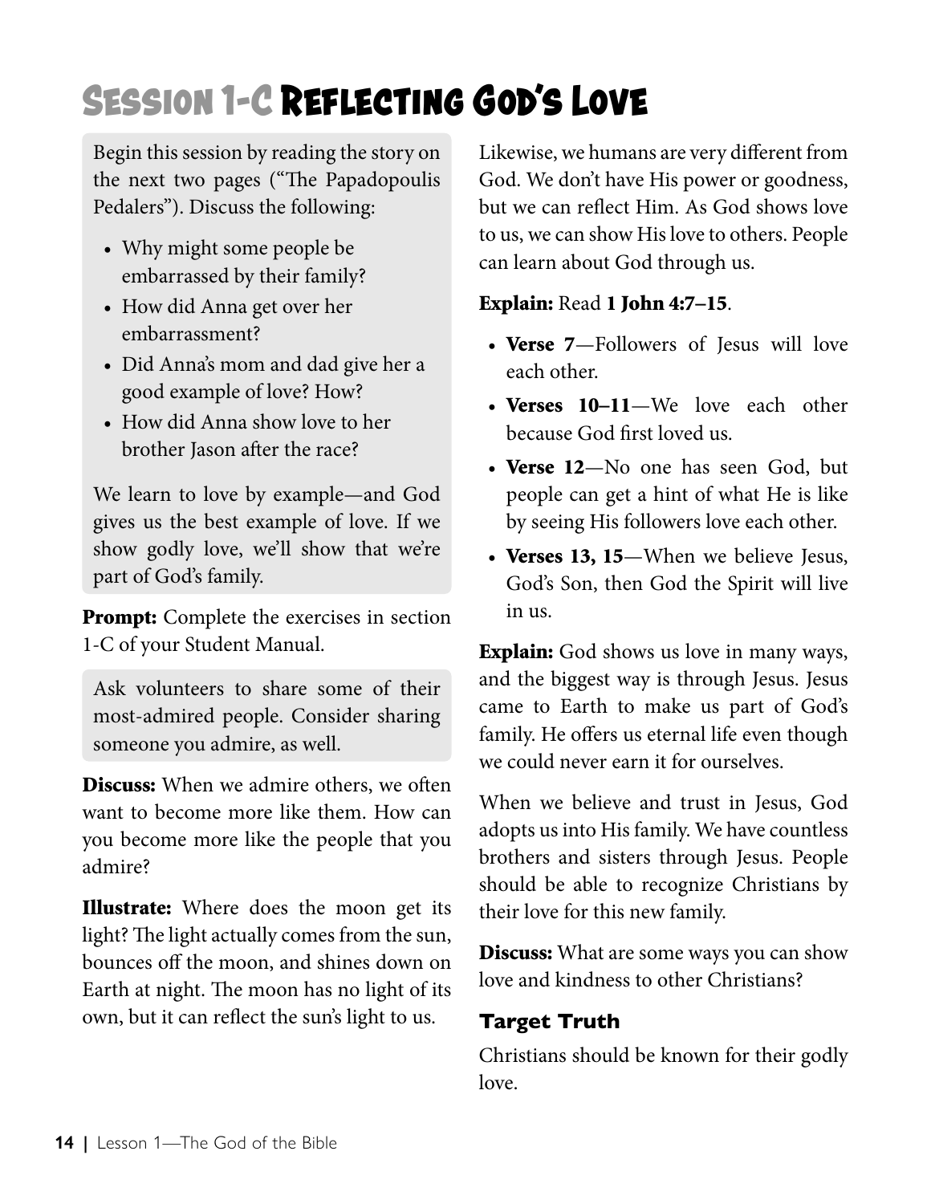# Session 1-C Reflecting God's Love

Begin this session by reading the story on the next two pages ("The Papadopoulis Pedalers"). Discuss the following:

- Why might some people be embarrassed by their family?
- How did Anna get over her embarrassment?
- Did Anna's mom and dad give her a good example of love? How?
- How did Anna show love to her brother Jason after the race?

We learn to love by example—and God gives us the best example of love. If we show godly love, we'll show that we're part of God's family.

**Prompt:** Complete the exercises in section 1-C of your Student Manual.

Ask volunteers to share some of their most-admired people. Consider sharing someone you admire, as well.

**Discuss:** When we admire others, we often want to become more like them. How can you become more like the people that you admire?

**Illustrate:** Where does the moon get its light? The light actually comes from the sun, bounces off the moon, and shines down on Earth at night. The moon has no light of its own, but it can reflect the sun's light to us.

Likewise, we humans are very different from God. We don't have His power or goodness, but we can reflect Him. As God shows love to us, we can show His love to others. People can learn about God through us.

**Explain:** Read **1 John 4:7–15**.

- **Verse 7**—Followers of Jesus will love each other.
- **Verses 10–11**—We love each other because God first loved us.
- **Verse 12**—No one has seen God, but people can get a hint of what He is like by seeing His followers love each other.
- **Verses 13, 15**—When we believe Jesus, God's Son, then God the Spirit will live in us.

**Explain:** God shows us love in many ways, and the biggest way is through Jesus. Jesus came to Earth to make us part of God's family. He offers us eternal life even though we could never earn it for ourselves.

When we believe and trust in Jesus, God adopts us into His family. We have countless brothers and sisters through Jesus. People should be able to recognize Christians by their love for this new family.

**Discuss:** What are some ways you can show love and kindness to other Christians?

### Target Truth

Christians should be known for their godly love.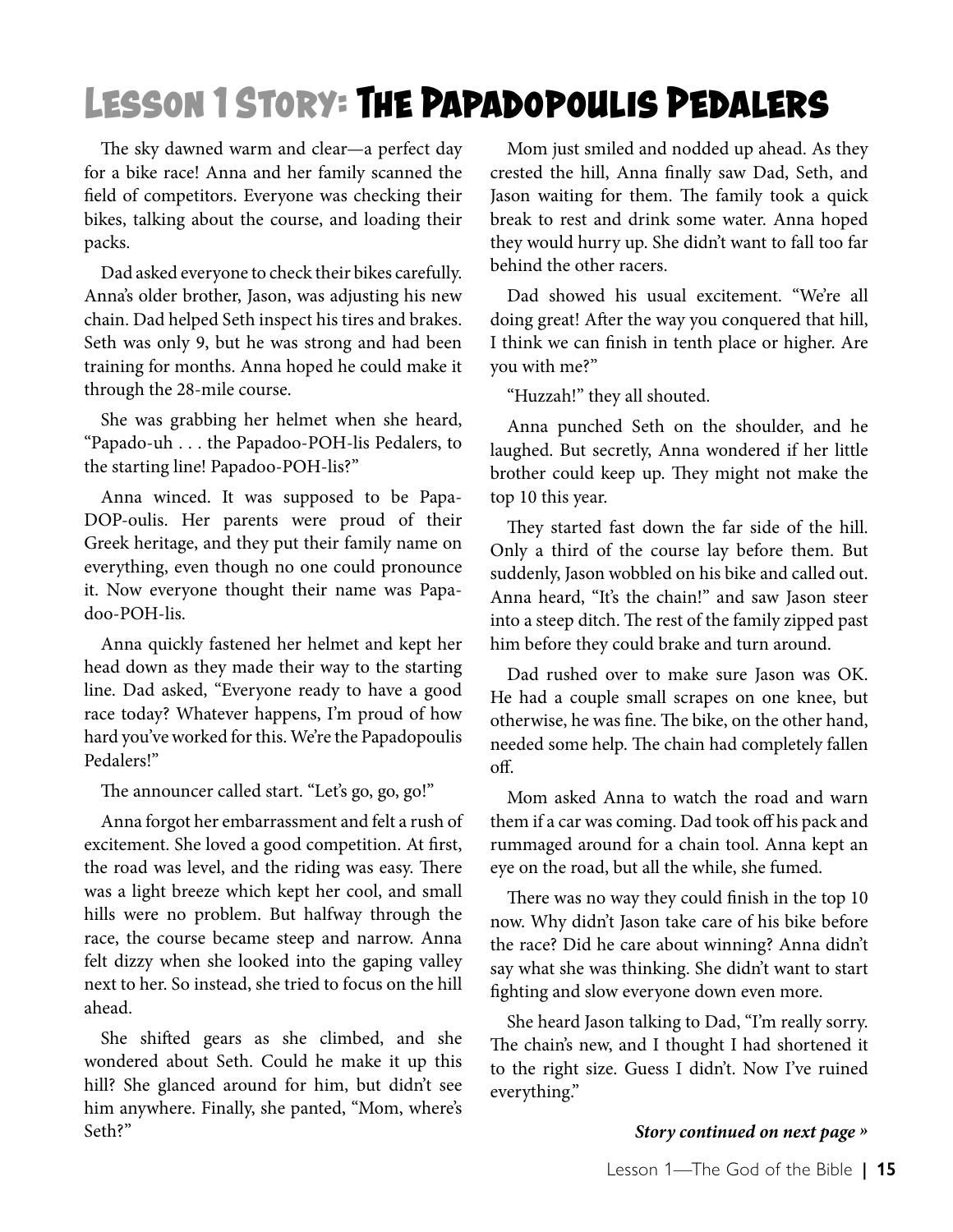# Lesson 1 Story: The Papadopoulis Pedalers

The sky dawned warm and clear—a perfect day for a bike race! Anna and her family scanned the field of competitors. Everyone was checking their bikes, talking about the course, and loading their packs.

Dad asked everyone to check their bikes carefully. Anna's older brother, Jason, was adjusting his new chain. Dad helped Seth inspect his tires and brakes. Seth was only 9, but he was strong and had been training for months. Anna hoped he could make it through the 28-mile course.

She was grabbing her helmet when she heard, "Papado-uh . . . the Papadoo-POH-lis Pedalers, to the starting line! Papadoo-POH-lis?"

Anna winced. It was supposed to be Papa-DOP-oulis. Her parents were proud of their Greek heritage, and they put their family name on everything, even though no one could pronounce it. Now everyone thought their name was Papa-doo-POH-lis.

Anna quickly fastened her helmet and kept her head down as they made their way to the starting line. Dad asked, "Everyone ready to have a good race today? Whatever happens, I'm proud of how hard you've worked for this. We're the Papadopoulis Pedalers!"

The announcer called start. "Let's go, go, go!"

Anna forgot her embarrassment and felt a rush of excitement. She loved a good competition. At first, the road was level, and the riding was easy. There was a light breeze which kept her cool, and small hills were no problem. But halfway through the race, the course became steep and narrow. Anna felt dizzy when she looked into the gaping valley next to her. So instead, she tried to focus on the hill ahead.

She shifted gears as she climbed, and she wondered about Seth. Could he make it up this hill? She glanced around for him, but didn't see him anywhere. Finally, she panted, "Mom, where's Seth?"

Mom just smiled and nodded up ahead. As they crested the hill, Anna finally saw Dad, Seth, and Jason waiting for them. The family took a quick break to rest and drink some water. Anna hoped they would hurry up. She didn't want to fall too far behind the other racers.

Dad showed his usual excitement. "We're all doing great! After the way you conquered that hill, I think we can finish in tenth place or higher. Are you with me?"

"Huzzah!" they all shouted.

Anna punched Seth on the shoulder, and he laughed. But secretly, Anna wondered if her little brother could keep up. They might not make the top 10 this year.

They started fast down the far side of the hill. Only a third of the course lay before them. But suddenly, Jason wobbled on his bike and called out. Anna heard, "It's the chain!" and saw Jason steer into a steep ditch. The rest of the family zipped past him before they could brake and turn around.

Dad rushed over to make sure Jason was OK. He had a couple small scrapes on one knee, but otherwise, he was fine. The bike, on the other hand, needed some help. The chain had completely fallen off.

Mom asked Anna to watch the road and warn them if a car was coming. Dad took off his pack and rummaged around for a chain tool. Anna kept an eye on the road, but all the while, she fumed.

There was no way they could finish in the top 10 now. Why didn't Jason take care of his bike before the race? Did he care about winning? Anna didn't say what she was thinking. She didn't want to start fighting and slow everyone down even more.

She heard Jason talking to Dad, "I'm really sorry. The chain's new, and I thought I had shortened it to the right size. Guess I didn't. Now I've ruined everything."

***Story continued on next page »***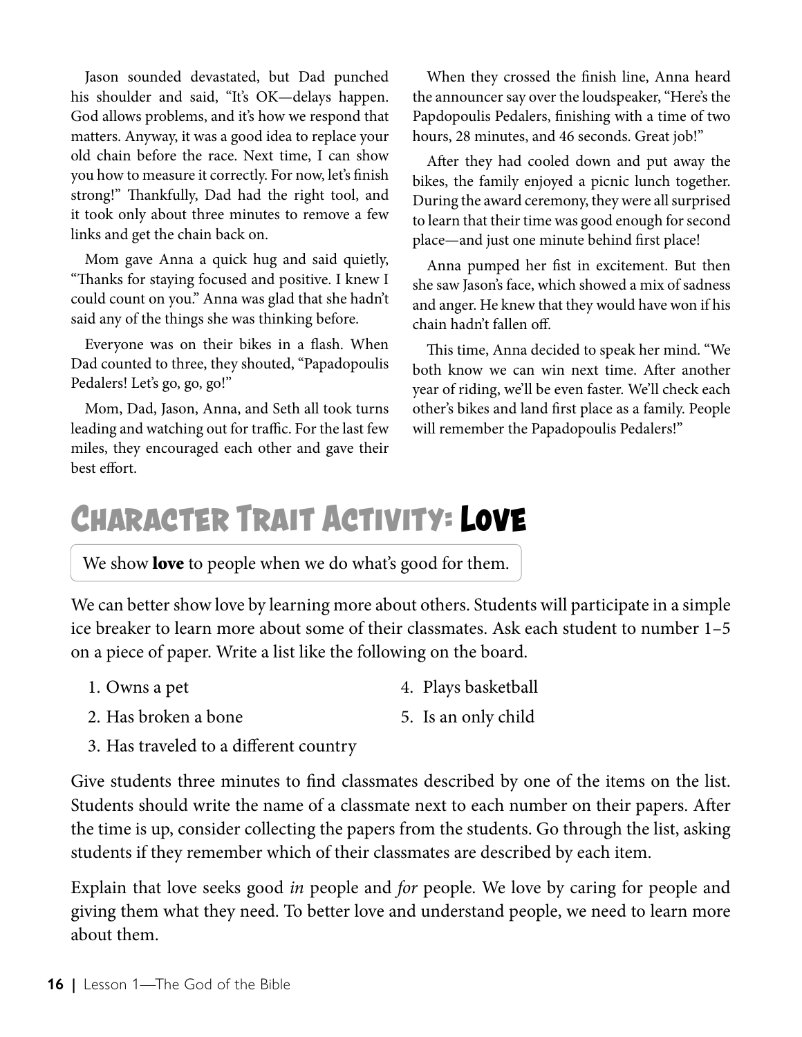Jason sounded devastated, but Dad punched his shoulder and said, "It's OK—delays happen. God allows problems, and it's how we respond that matters. Anyway, it was a good idea to replace your old chain before the race. Next time, I can show you how to measure it correctly. For now, let's finish strong!" Thankfully, Dad had the right tool, and it took only about three minutes to remove a few links and get the chain back on.

Mom gave Anna a quick hug and said quietly, "Thanks for staying focused and positive. I knew I could count on you." Anna was glad that she hadn't said any of the things she was thinking before.

Everyone was on their bikes in a flash. When Dad counted to three, they shouted, "Papadopoulis Pedalers! Let's go, go, go!"

Mom, Dad, Jason, Anna, and Seth all took turns leading and watching out for traffic. For the last few miles, they encouraged each other and gave their best effort.

When they crossed the finish line, Anna heard the announcer say over the loudspeaker, "Here's the Papdopoulis Pedalers, finishing with a time of two hours, 28 minutes, and 46 seconds. Great job!"

After they had cooled down and put away the bikes, the family enjoyed a picnic lunch together. During the award ceremony, they were all surprised to learn that their time was good enough for second place—and just one minute behind first place!

Anna pumped her fist in excitement. But then she saw Jason's face, which showed a mix of sadness and anger. He knew that they would have won if his chain hadn't fallen off.

This time, Anna decided to speak her mind. "We both know we can win next time. After another year of riding, we'll be even faster. We'll check each other's bikes and land first place as a family. People will remember the Papadopoulis Pedalers!"

## Character Trait Activity: Love

We show **love** to people when we do what's good for them.

We can better show love by learning more about others. Students will participate in a simple ice breaker to learn more about some of their classmates. Ask each student to number 1–5 on a piece of paper. Write a list like the following on the board.

1. Owns a pet
2. Has broken a bone
3. Has traveled to a different country
4. Plays basketball
5. Is an only child

Give students three minutes to find classmates described by one of the items on the list. Students should write the name of a classmate next to each number on their papers. After the time is up, consider collecting the papers from the students. Go through the list, asking students if they remember which of their classmates are described by each item.

Explain that love seeks good *in* people and *for* people. We love by caring for people and giving them what they need. To better love and understand people, we need to learn more about them.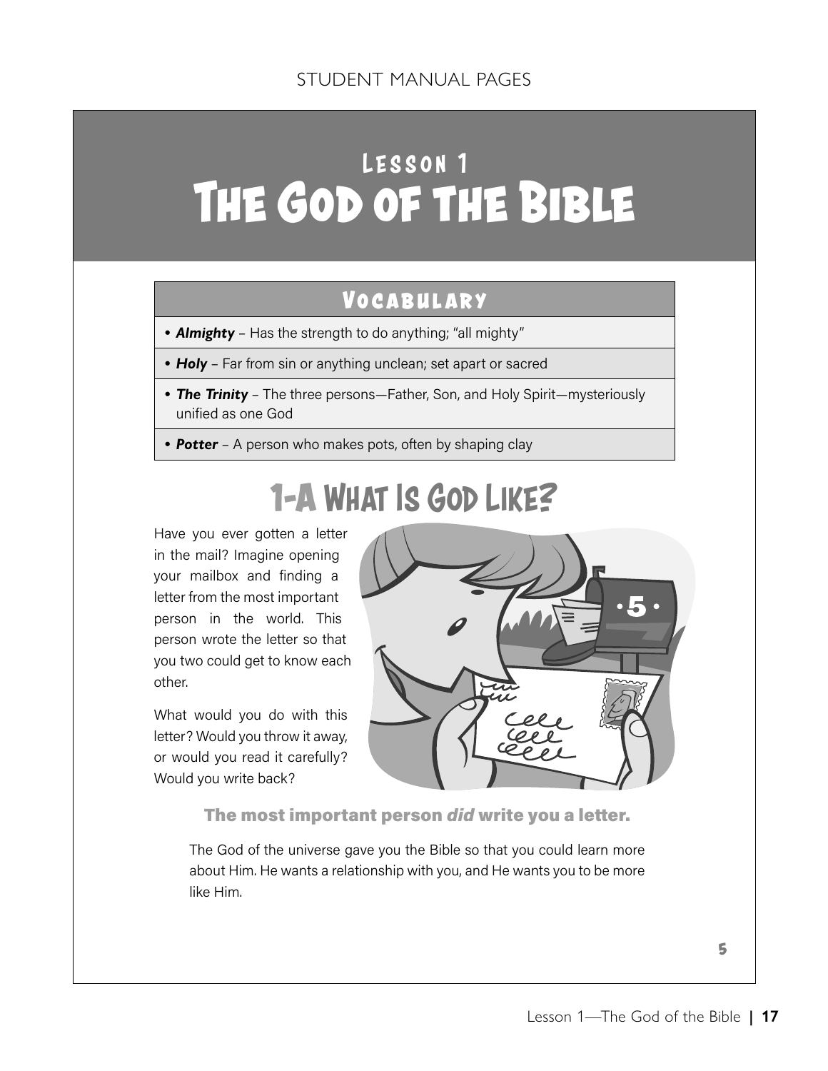# Lesson 1
# The God of the Bible

## Vocabulary

- ***Almighty*** – Has the strength to do anything; "all mighty"
- ***Holy*** – Far from sin or anything unclean; set apart or sacred
- ***The Trinity*** – The three persons—Father, Son, and Holy Spirit—mysteriously unified as one God
- ***Potter*** – A person who makes pots, often by shaping clay

## 1-A What Is God Like?

Have you ever gotten a letter in the mail? Imagine opening your mailbox and finding a letter from the most important person in the world. This person wrote the letter so that you two could get to know each other.

What would you do with this letter? Would you throw it away, or would you read it carefully? Would you write back?

**The most important person *did* write you a letter.**

The God of the universe gave you the Bible so that you could learn more about Him. He wants a relationship with you, and He wants you to be more like Him.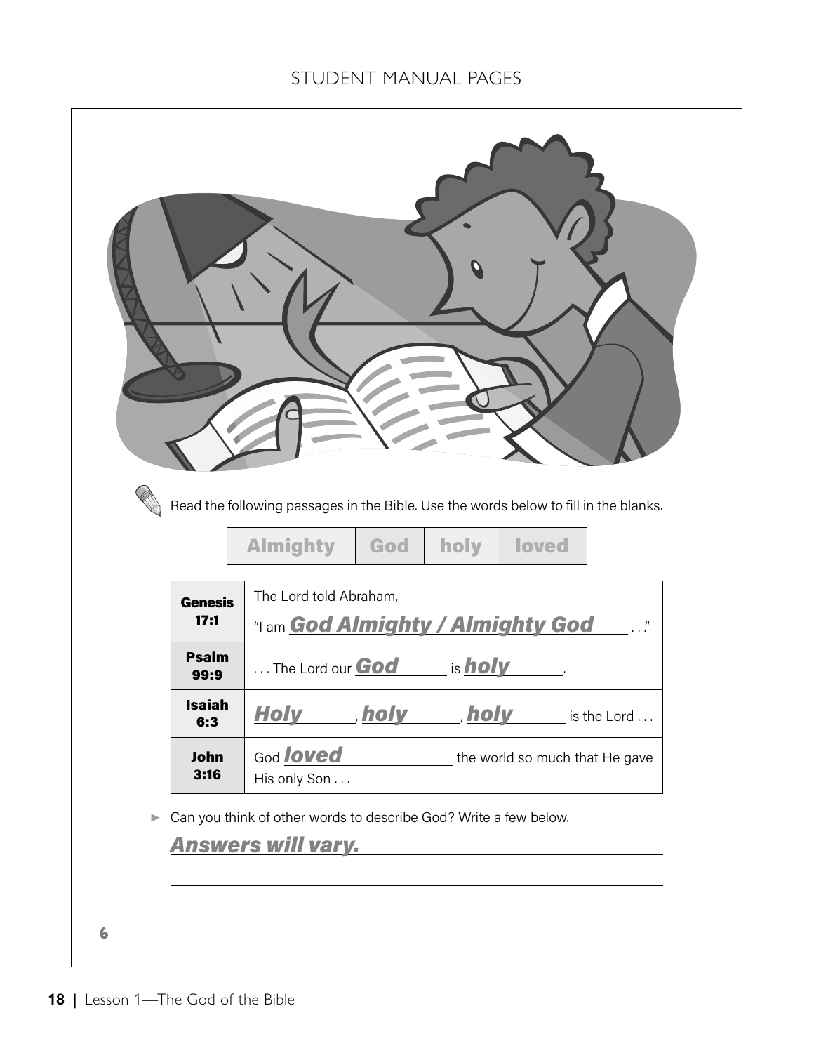Read the following passages in the Bible. Use the words below to fill in the blanks.

| Almighty | God | holy | loved |
|---|---|---|---|

| | |
|---|---|
| **Genesis 17:1** | The Lord told Abraham, "I am ***God Almighty / Almighty God*** . . ." |
| **Psalm 99:9** | . . . The Lord our ***God*** is ***holy***. |
| **Isaiah 6:3** | ***Holy***, ***holy***, ***holy*** is the Lord . . . |
| **John 3:16** | God ***loved*** the world so much that He gave His only Son . . . |

► Can you think of other words to describe God? Write a few below.

***Answers will vary.***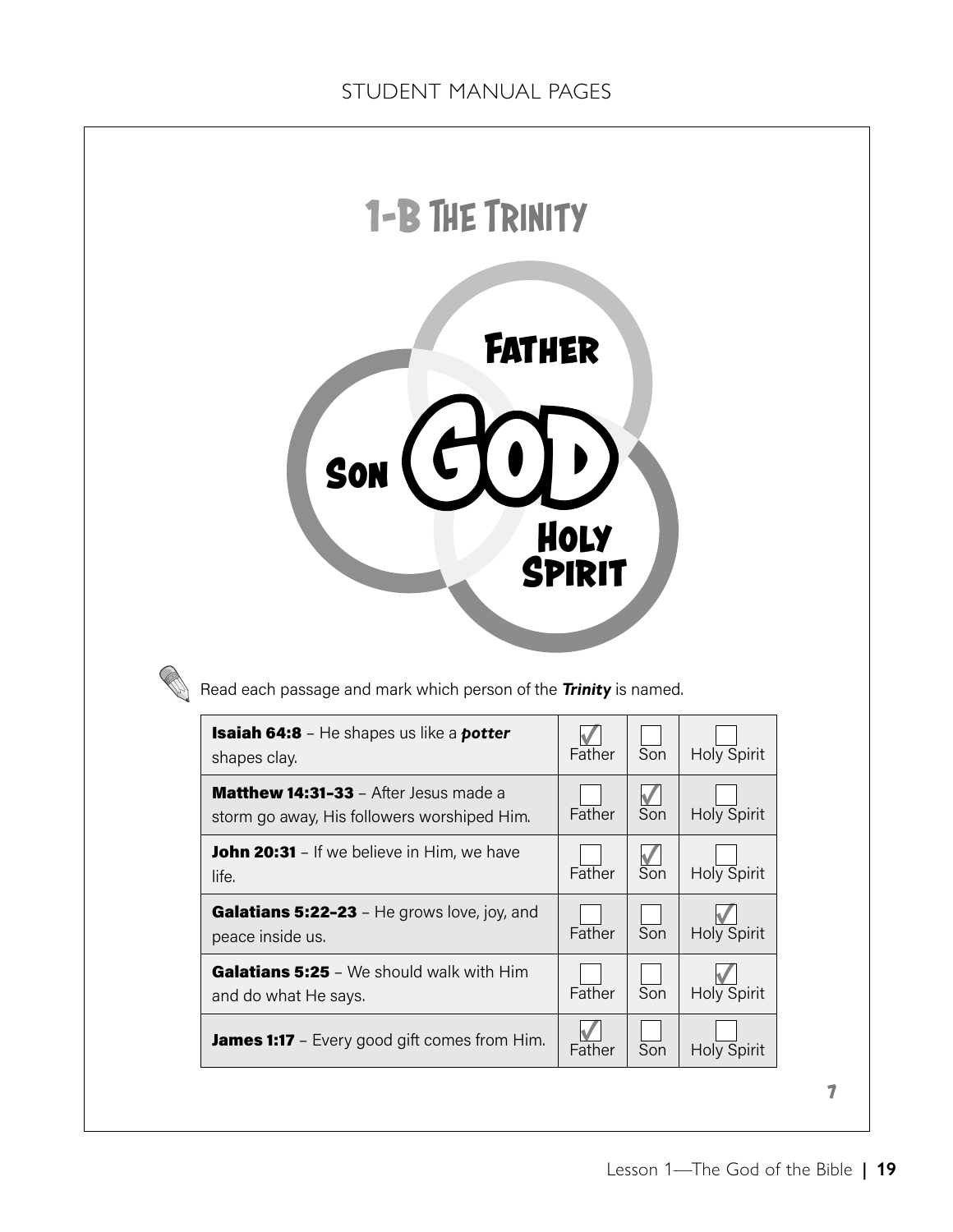STUDENT MANUAL PAGES

# 1-B The Trinity

Father

Son **GOD** Holy Spirit

Read each passage and mark which person of the ***Trinity*** is named.

| Passage | Father | Son | Holy Spirit |
|---|---|---|---|
| **Isaiah 64:8** – He shapes us like a ***potter*** shapes clay. | ✓ | | |
| **Matthew 14:31–33** – After Jesus made a storm go away, His followers worshiped Him. | | ✓ | |
| **John 20:31** – If we believe in Him, we have life. | | ✓ | |
| **Galatians 5:22–23** – He grows love, joy, and peace inside us. | | | ✓ |
| **Galatians 5:25** – We should walk with Him and do what He says. | | | ✓ |
| **James 1:17** – Every good gift comes from Him. | ✓ | | |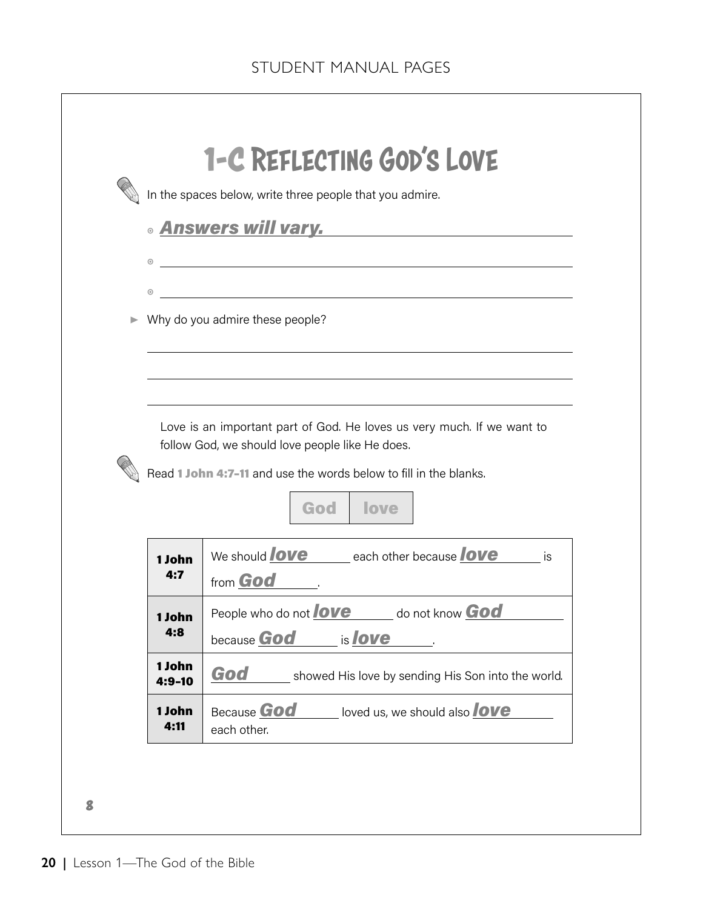# 1-C Reflecting God's Love

In the spaces below, write three people that you admire.

- ***Answers will vary.*** \_\_\_\_\_\_\_\_\_\_\_\_\_\_\_\_\_\_\_\_\_\_\_\_
- \_\_\_\_\_\_\_\_\_\_\_\_\_\_\_\_\_\_\_\_\_\_\_\_\_\_\_\_\_\_\_\_\_\_\_\_\_\_\_\_
- \_\_\_\_\_\_\_\_\_\_\_\_\_\_\_\_\_\_\_\_\_\_\_\_\_\_\_\_\_\_\_\_\_\_\_\_\_\_\_\_

► Why do you admire these people?

\_\_\_\_\_\_\_\_\_\_\_\_\_\_\_\_\_\_\_\_\_\_\_\_\_\_\_\_\_\_\_\_\_\_\_\_\_\_\_\_\_\_\_\_\_\_

\_\_\_\_\_\_\_\_\_\_\_\_\_\_\_\_\_\_\_\_\_\_\_\_\_\_\_\_\_\_\_\_\_\_\_\_\_\_\_\_\_\_\_\_\_\_

\_\_\_\_\_\_\_\_\_\_\_\_\_\_\_\_\_\_\_\_\_\_\_\_\_\_\_\_\_\_\_\_\_\_\_\_\_\_\_\_\_\_\_\_\_\_

Love is an important part of God. He loves us very much. If we want to follow God, we should love people like He does.

Read **1 John 4:7–11** and use the words below to fill in the blanks.

| God | love |
|---|---|

| | |
|---|---|
| **1 John 4:7** | We should ***love*** each other because ***love*** is from ***God***. |
| **1 John 4:8** | People who do not ***love*** do not know ***God*** because ***God*** is ***love***. |
| **1 John 4:9–10** | ***God*** showed His love by sending His Son into the world. |
| **1 John 4:11** | Because ***God*** loved us, we should also ***love*** each other. |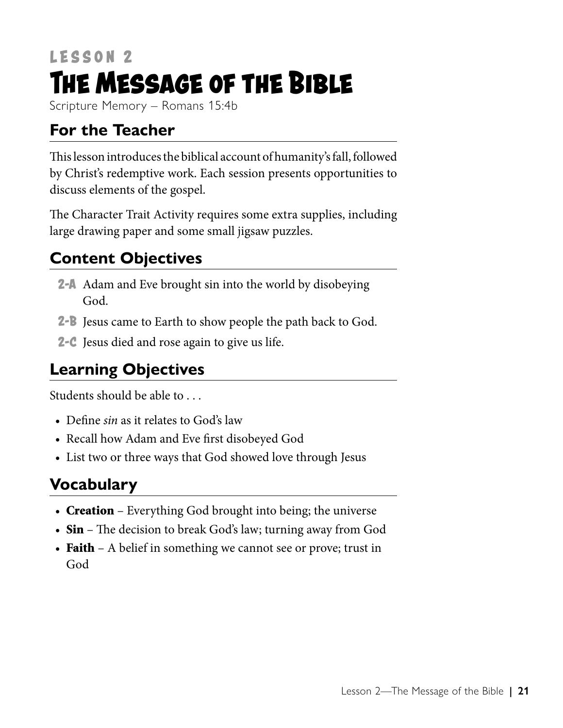LESSON 2

# The Message of the Bible

Scripture Memory – Romans 15:4b

## For the Teacher

This lesson introduces the biblical account of humanity's fall, followed by Christ's redemptive work. Each session presents opportunities to discuss elements of the gospel.

The Character Trait Activity requires some extra supplies, including large drawing paper and some small jigsaw puzzles.

## Content Objectives

**2-A** Adam and Eve brought sin into the world by disobeying God.

**2-B** Jesus came to Earth to show people the path back to God.

**2-C** Jesus died and rose again to give us life.

## Learning Objectives

Students should be able to . . .

- Define *sin* as it relates to God's law
- Recall how Adam and Eve first disobeyed God
- List two or three ways that God showed love through Jesus

## Vocabulary

- **Creation** – Everything God brought into being; the universe
- **Sin** – The decision to break God's law; turning away from God
- **Faith** – A belief in something we cannot see or prove; trust in God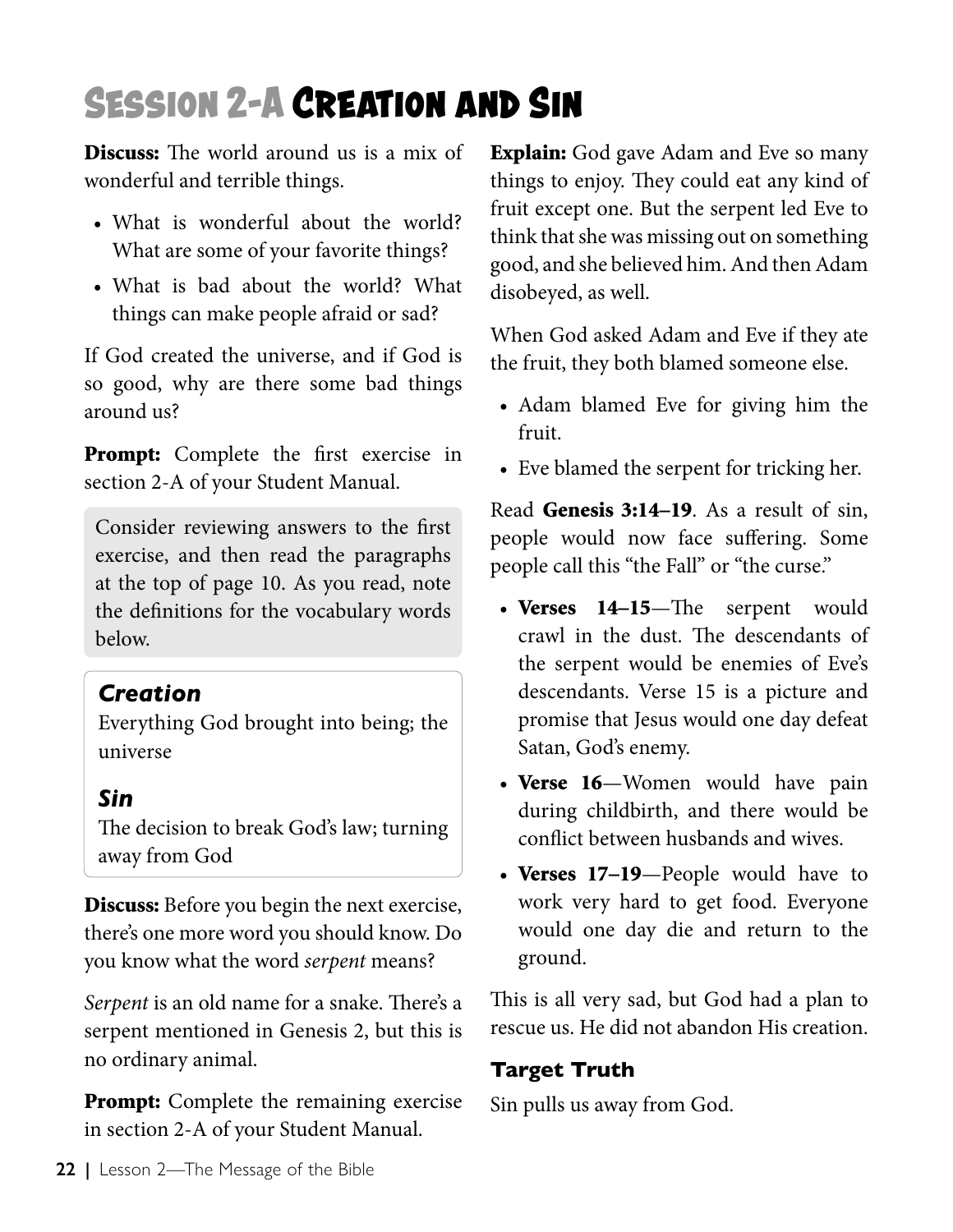# Session 2-A Creation and Sin

**Discuss:** The world around us is a mix of wonderful and terrible things.

- What is wonderful about the world? What are some of your favorite things?
- What is bad about the world? What things can make people afraid or sad?

If God created the universe, and if God is so good, why are there some bad things around us?

**Prompt:** Complete the first exercise in section 2-A of your Student Manual.

> Consider reviewing answers to the first exercise, and then read the paragraphs at the top of page 10. As you read, note the definitions for the vocabulary words below.

### *Creation*

Everything God brought into being; the universe

### *Sin*

The decision to break God's law; turning away from God

**Discuss:** Before you begin the next exercise, there's one more word you should know. Do you know what the word *serpent* means?

*Serpent* is an old name for a snake. There's a serpent mentioned in Genesis 2, but this is no ordinary animal.

**Prompt:** Complete the remaining exercise in section 2-A of your Student Manual.

**Explain:** God gave Adam and Eve so many things to enjoy. They could eat any kind of fruit except one. But the serpent led Eve to think that she was missing out on something good, and she believed him. And then Adam disobeyed, as well.

When God asked Adam and Eve if they ate the fruit, they both blamed someone else.

- Adam blamed Eve for giving him the fruit.
- Eve blamed the serpent for tricking her.

Read **Genesis 3:14–19**. As a result of sin, people would now face suffering. Some people call this "the Fall" or "the curse."

- **Verses 14–15**—The serpent would crawl in the dust. The descendants of the serpent would be enemies of Eve's descendants. Verse 15 is a picture and promise that Jesus would one day defeat Satan, God's enemy.
- **Verse 16**—Women would have pain during childbirth, and there would be conflict between husbands and wives.
- **Verses 17–19**—People would have to work very hard to get food. Everyone would one day die and return to the ground.

This is all very sad, but God had a plan to rescue us. He did not abandon His creation.

### Target Truth

Sin pulls us away from God.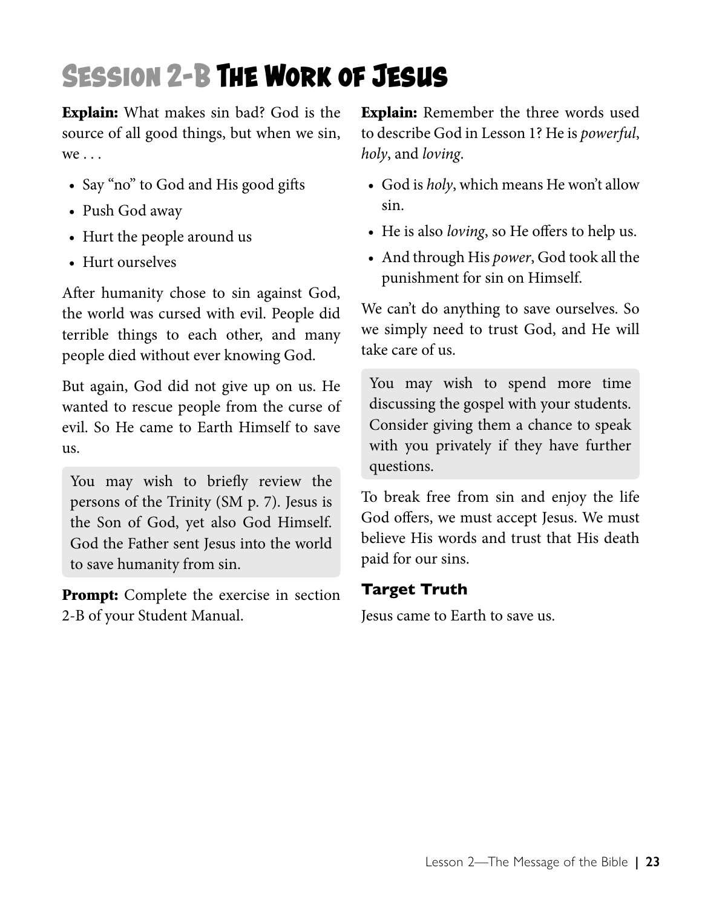# Session 2-B The Work of Jesus

**Explain:** What makes sin bad? God is the source of all good things, but when we sin, we . . .

- Say "no" to God and His good gifts
- Push God away
- Hurt the people around us
- Hurt ourselves

After humanity chose to sin against God, the world was cursed with evil. People did terrible things to each other, and many people died without ever knowing God.

But again, God did not give up on us. He wanted to rescue people from the curse of evil. So He came to Earth Himself to save us.

> You may wish to briefly review the persons of the Trinity (SM p. 7). Jesus is the Son of God, yet also God Himself. God the Father sent Jesus into the world to save humanity from sin.

**Prompt:** Complete the exercise in section 2-B of your Student Manual.

**Explain:** Remember the three words used to describe God in Lesson 1? He is *powerful*, *holy*, and *loving*.

- God is *holy*, which means He won't allow sin.
- He is also *loving*, so He offers to help us.
- And through His *power*, God took all the punishment for sin on Himself.

We can't do anything to save ourselves. So we simply need to trust God, and He will take care of us.

> You may wish to spend more time discussing the gospel with your students. Consider giving them a chance to speak with you privately if they have further questions.

To break free from sin and enjoy the life God offers, we must accept Jesus. We must believe His words and trust that His death paid for our sins.

### Target Truth

Jesus came to Earth to save us.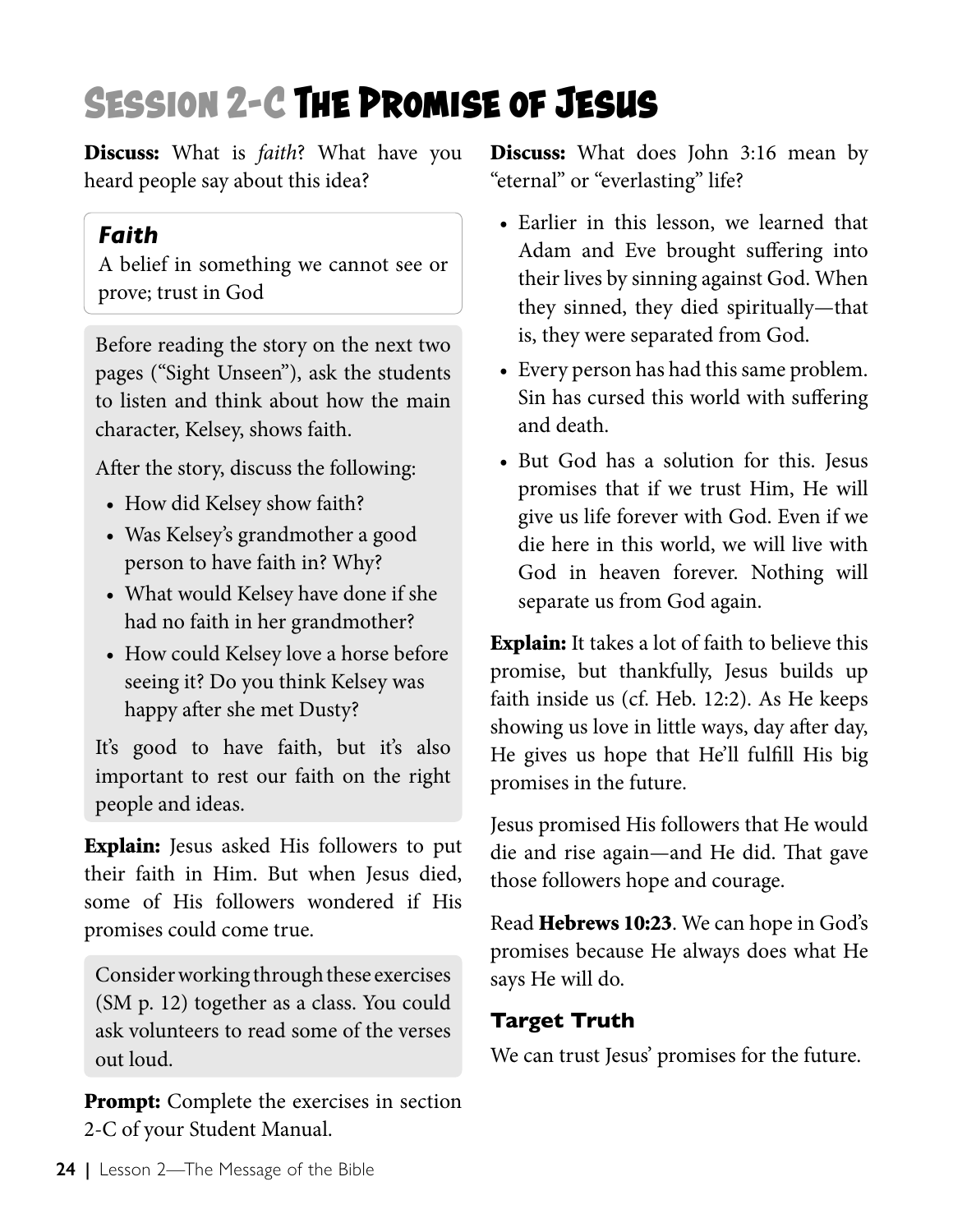# Session 2-C The Promise of Jesus

**Discuss:** What is *faith*? What have you heard people say about this idea?

***Faith***

A belief in something we cannot see or prove; trust in God

Before reading the story on the next two pages ("Sight Unseen"), ask the students to listen and think about how the main character, Kelsey, shows faith.

After the story, discuss the following:

- How did Kelsey show faith?
- Was Kelsey's grandmother a good person to have faith in? Why?
- What would Kelsey have done if she had no faith in her grandmother?
- How could Kelsey love a horse before seeing it? Do you think Kelsey was happy after she met Dusty?

It's good to have faith, but it's also important to rest our faith on the right people and ideas.

**Explain:** Jesus asked His followers to put their faith in Him. But when Jesus died, some of His followers wondered if His promises could come true.

Consider working through these exercises (SM p. 12) together as a class. You could ask volunteers to read some of the verses out loud.

**Prompt:** Complete the exercises in section 2-C of your Student Manual.

**Discuss:** What does John 3:16 mean by "eternal" or "everlasting" life?

- Earlier in this lesson, we learned that Adam and Eve brought suffering into their lives by sinning against God. When they sinned, they died spiritually—that is, they were separated from God.
- Every person has had this same problem. Sin has cursed this world with suffering and death.
- But God has a solution for this. Jesus promises that if we trust Him, He will give us life forever with God. Even if we die here in this world, we will live with God in heaven forever. Nothing will separate us from God again.

**Explain:** It takes a lot of faith to believe this promise, but thankfully, Jesus builds up faith inside us (cf. Heb. 12:2). As He keeps showing us love in little ways, day after day, He gives us hope that He'll fulfill His big promises in the future.

Jesus promised His followers that He would die and rise again—and He did. That gave those followers hope and courage.

Read **Hebrews 10:23**. We can hope in God's promises because He always does what He says He will do.

### Target Truth

We can trust Jesus' promises for the future.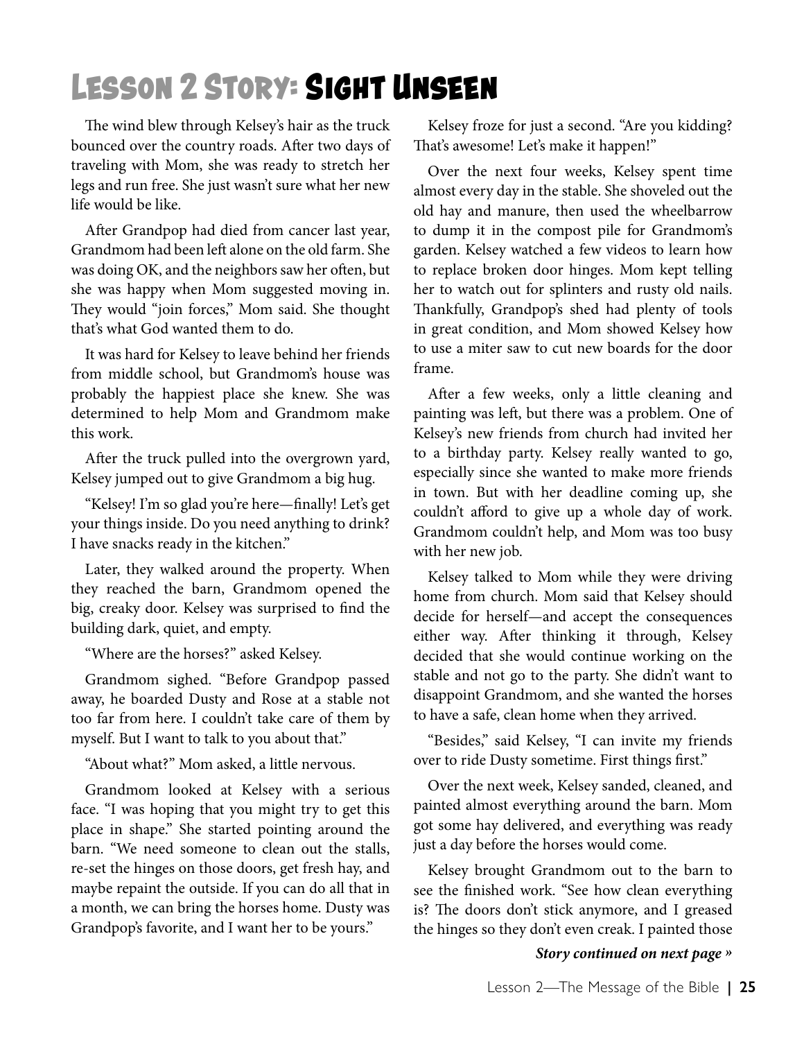# Lesson 2 Story: Sight Unseen

The wind blew through Kelsey's hair as the truck bounced over the country roads. After two days of traveling with Mom, she was ready to stretch her legs and run free. She just wasn't sure what her new life would be like.

After Grandpop had died from cancer last year, Grandmom had been left alone on the old farm. She was doing OK, and the neighbors saw her often, but she was happy when Mom suggested moving in. They would "join forces," Mom said. She thought that's what God wanted them to do.

It was hard for Kelsey to leave behind her friends from middle school, but Grandmom's house was probably the happiest place she knew. She was determined to help Mom and Grandmom make this work.

After the truck pulled into the overgrown yard, Kelsey jumped out to give Grandmom a big hug.

"Kelsey! I'm so glad you're here—finally! Let's get your things inside. Do you need anything to drink? I have snacks ready in the kitchen."

Later, they walked around the property. When they reached the barn, Grandmom opened the big, creaky door. Kelsey was surprised to find the building dark, quiet, and empty.

"Where are the horses?" asked Kelsey.

Grandmom sighed. "Before Grandpop passed away, he boarded Dusty and Rose at a stable not too far from here. I couldn't take care of them by myself. But I want to talk to you about that."

"About what?" Mom asked, a little nervous.

Grandmom looked at Kelsey with a serious face. "I was hoping that you might try to get this place in shape." She started pointing around the barn. "We need someone to clean out the stalls, re-set the hinges on those doors, get fresh hay, and maybe repaint the outside. If you can do all that in a month, we can bring the horses home. Dusty was Grandpop's favorite, and I want her to be yours."

Kelsey froze for just a second. "Are you kidding? That's awesome! Let's make it happen!"

Over the next four weeks, Kelsey spent time almost every day in the stable. She shoveled out the old hay and manure, then used the wheelbarrow to dump it in the compost pile for Grandmom's garden. Kelsey watched a few videos to learn how to replace broken door hinges. Mom kept telling her to watch out for splinters and rusty old nails. Thankfully, Grandpop's shed had plenty of tools in great condition, and Mom showed Kelsey how to use a miter saw to cut new boards for the door frame.

After a few weeks, only a little cleaning and painting was left, but there was a problem. One of Kelsey's new friends from church had invited her to a birthday party. Kelsey really wanted to go, especially since she wanted to make more friends in town. But with her deadline coming up, she couldn't afford to give up a whole day of work. Grandmom couldn't help, and Mom was too busy with her new job.

Kelsey talked to Mom while they were driving home from church. Mom said that Kelsey should decide for herself—and accept the consequences either way. After thinking it through, Kelsey decided that she would continue working on the stable and not go to the party. She didn't want to disappoint Grandmom, and she wanted the horses to have a safe, clean home when they arrived.

"Besides," said Kelsey, "I can invite my friends over to ride Dusty sometime. First things first."

Over the next week, Kelsey sanded, cleaned, and painted almost everything around the barn. Mom got some hay delivered, and everything was ready just a day before the horses would come.

Kelsey brought Grandmom out to the barn to see the finished work. "See how clean everything is? The doors don't stick anymore, and I greased the hinges so they don't even creak. I painted those

***Story continued on next page »***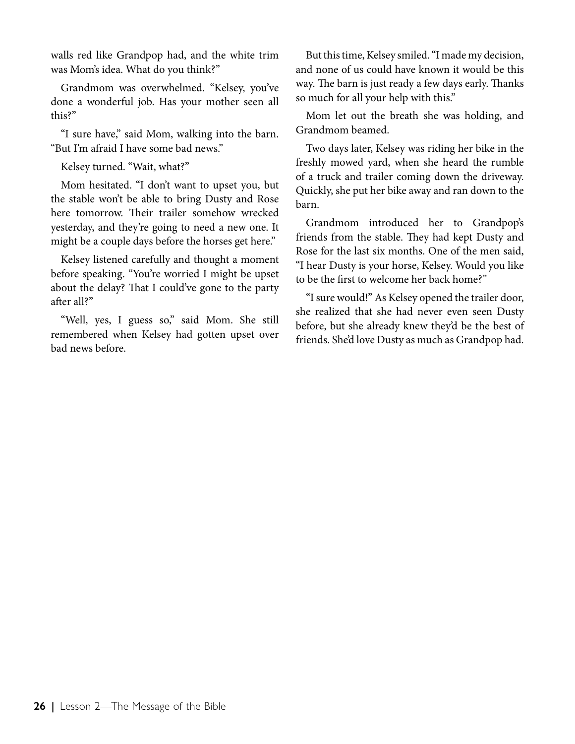walls red like Grandpop had, and the white trim was Mom's idea. What do you think?"

Grandmom was overwhelmed. "Kelsey, you've done a wonderful job. Has your mother seen all this?"

"I sure have," said Mom, walking into the barn. "But I'm afraid I have some bad news."

Kelsey turned. "Wait, what?"

Mom hesitated. "I don't want to upset you, but the stable won't be able to bring Dusty and Rose here tomorrow. Their trailer somehow wrecked yesterday, and they're going to need a new one. It might be a couple days before the horses get here."

Kelsey listened carefully and thought a moment before speaking. "You're worried I might be upset about the delay? That I could've gone to the party after all?"

"Well, yes, I guess so," said Mom. She still remembered when Kelsey had gotten upset over bad news before.

But this time, Kelsey smiled. "I made my decision, and none of us could have known it would be this way. The barn is just ready a few days early. Thanks so much for all your help with this."

Mom let out the breath she was holding, and Grandmom beamed.

Two days later, Kelsey was riding her bike in the freshly mowed yard, when she heard the rumble of a truck and trailer coming down the driveway. Quickly, she put her bike away and ran down to the barn.

Grandmom introduced her to Grandpop's friends from the stable. They had kept Dusty and Rose for the last six months. One of the men said, "I hear Dusty is your horse, Kelsey. Would you like to be the first to welcome her back home?"

"I sure would!" As Kelsey opened the trailer door, she realized that she had never even seen Dusty before, but she already knew they'd be the best of friends. She'd love Dusty as much as Grandpop had.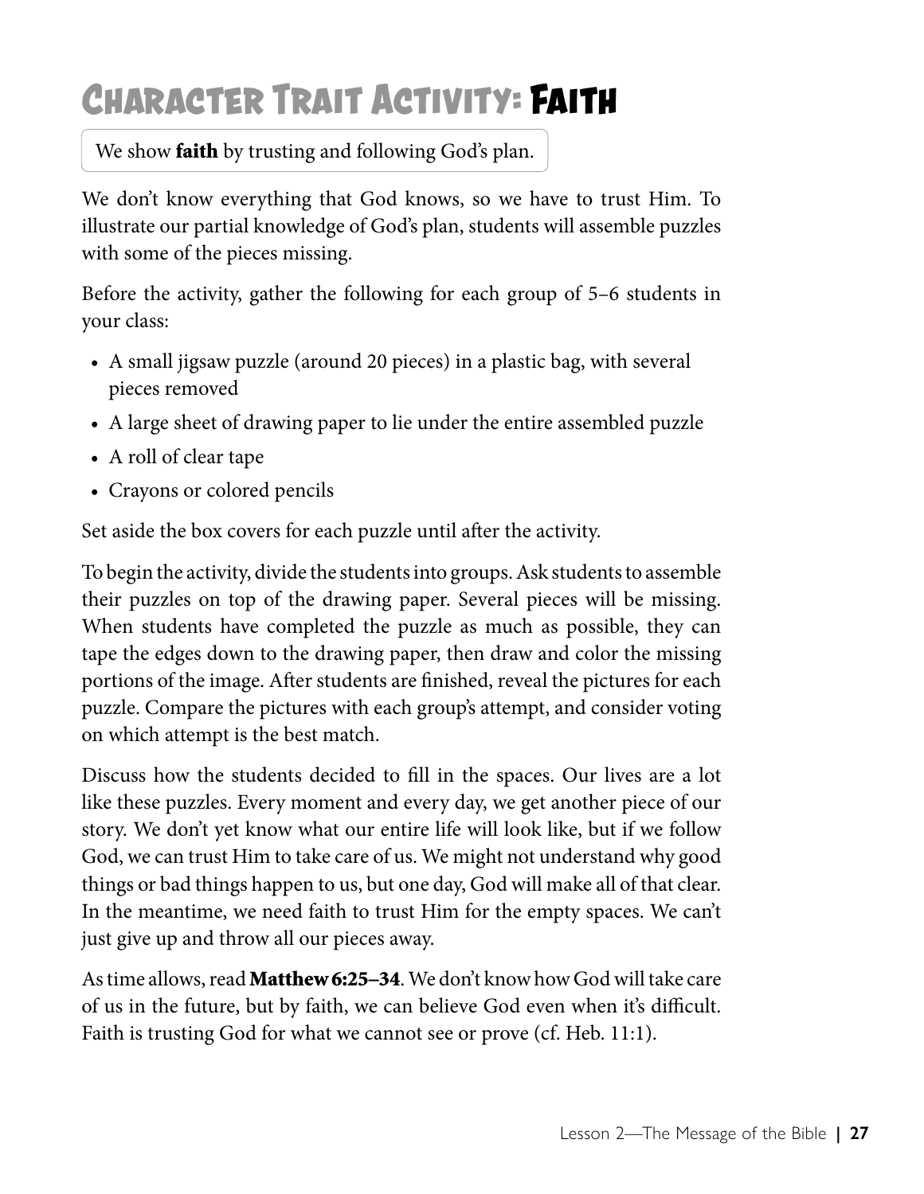# Character Trait Activity: Faith

We show **faith** by trusting and following God's plan.

We don't know everything that God knows, so we have to trust Him. To illustrate our partial knowledge of God's plan, students will assemble puzzles with some of the pieces missing.

Before the activity, gather the following for each group of 5–6 students in your class:

- A small jigsaw puzzle (around 20 pieces) in a plastic bag, with several pieces removed
- A large sheet of drawing paper to lie under the entire assembled puzzle
- A roll of clear tape
- Crayons or colored pencils

Set aside the box covers for each puzzle until after the activity.

To begin the activity, divide the students into groups. Ask students to assemble their puzzles on top of the drawing paper. Several pieces will be missing. When students have completed the puzzle as much as possible, they can tape the edges down to the drawing paper, then draw and color the missing portions of the image. After students are finished, reveal the pictures for each puzzle. Compare the pictures with each group's attempt, and consider voting on which attempt is the best match.

Discuss how the students decided to fill in the spaces. Our lives are a lot like these puzzles. Every moment and every day, we get another piece of our story. We don't yet know what our entire life will look like, but if we follow God, we can trust Him to take care of us. We might not understand why good things or bad things happen to us, but one day, God will make all of that clear. In the meantime, we need faith to trust Him for the empty spaces. We can't just give up and throw all our pieces away.

As time allows, read **Matthew 6:25–34**. We don't know how God will take care of us in the future, but by faith, we can believe God even when it's difficult. Faith is trusting God for what we cannot see or prove (cf. Heb. 11:1).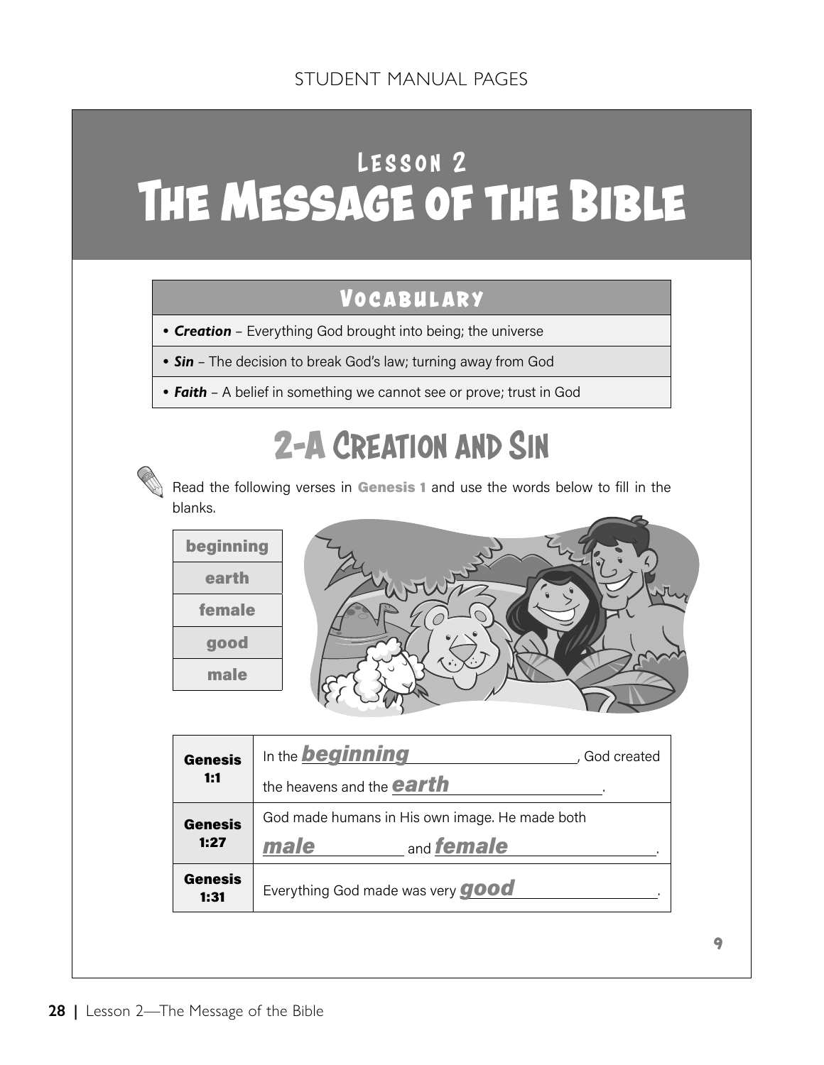STUDENT MANUAL PAGES

# Lesson 2
# The Message of the Bible

## Vocabulary

- ***Creation*** – Everything God brought into being; the universe
- ***Sin*** – The decision to break God's law; turning away from God
- ***Faith*** – A belief in something we cannot see or prove; trust in God

## 2-A Creation and Sin

Read the following verses in **Genesis 1** and use the words below to fill in the blanks.

| |
|---|
| **beginning** |
| **earth** |
| **female** |
| **good** |
| **male** |

| | |
|---|---|
| **Genesis 1:1** | In the ***beginning***, God created the heavens and the ***earth***. |
| **Genesis 1:27** | God made humans in His own image. He made both ***male*** and ***female***. |
| **Genesis 1:31** | Everything God made was very ***good***. |

9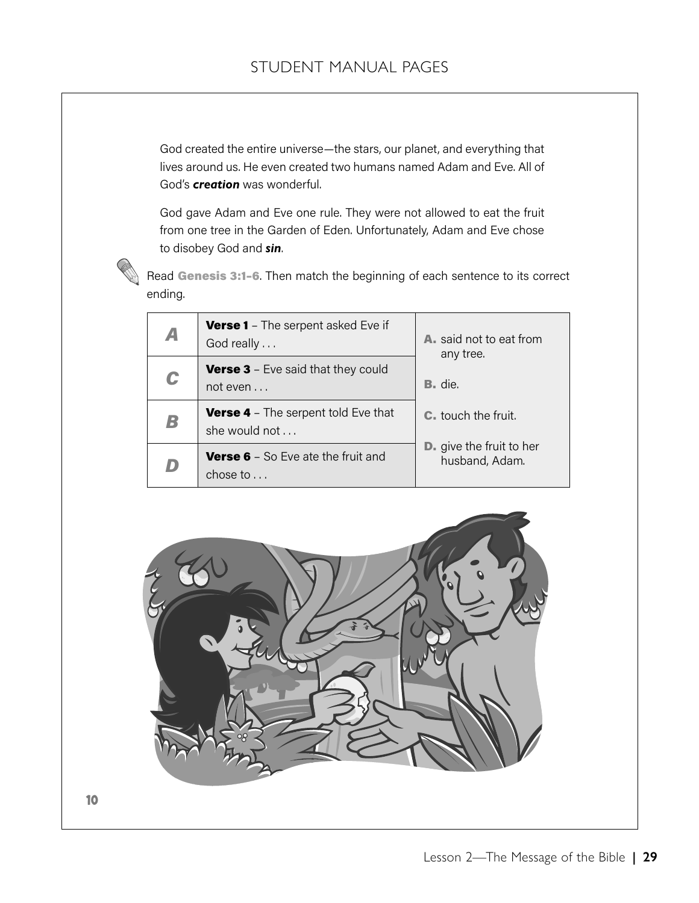God created the entire universe—the stars, our planet, and everything that lives around us. He even created two humans named Adam and Eve. All of God's ***creation*** was wonderful.

God gave Adam and Eve one rule. They were not allowed to eat the fruit from one tree in the Garden of Eden. Unfortunately, Adam and Eve chose to disobey God and ***sin***.

Read **Genesis 3:1–6**. Then match the beginning of each sentence to its correct ending.

| | | |
|---|---|---|
| *A* | **Verse 1** – The serpent asked Eve if God really . . . | **A.** said not to eat from any tree. |
| *C* | **Verse 3** – Eve said that they could not even . . . | **B.** die. |
| *B* | **Verse 4** – The serpent told Eve that she would not . . . | **C.** touch the fruit. |
| *D* | **Verse 6** – So Eve ate the fruit and chose to . . . | **D.** give the fruit to her husband, Adam. |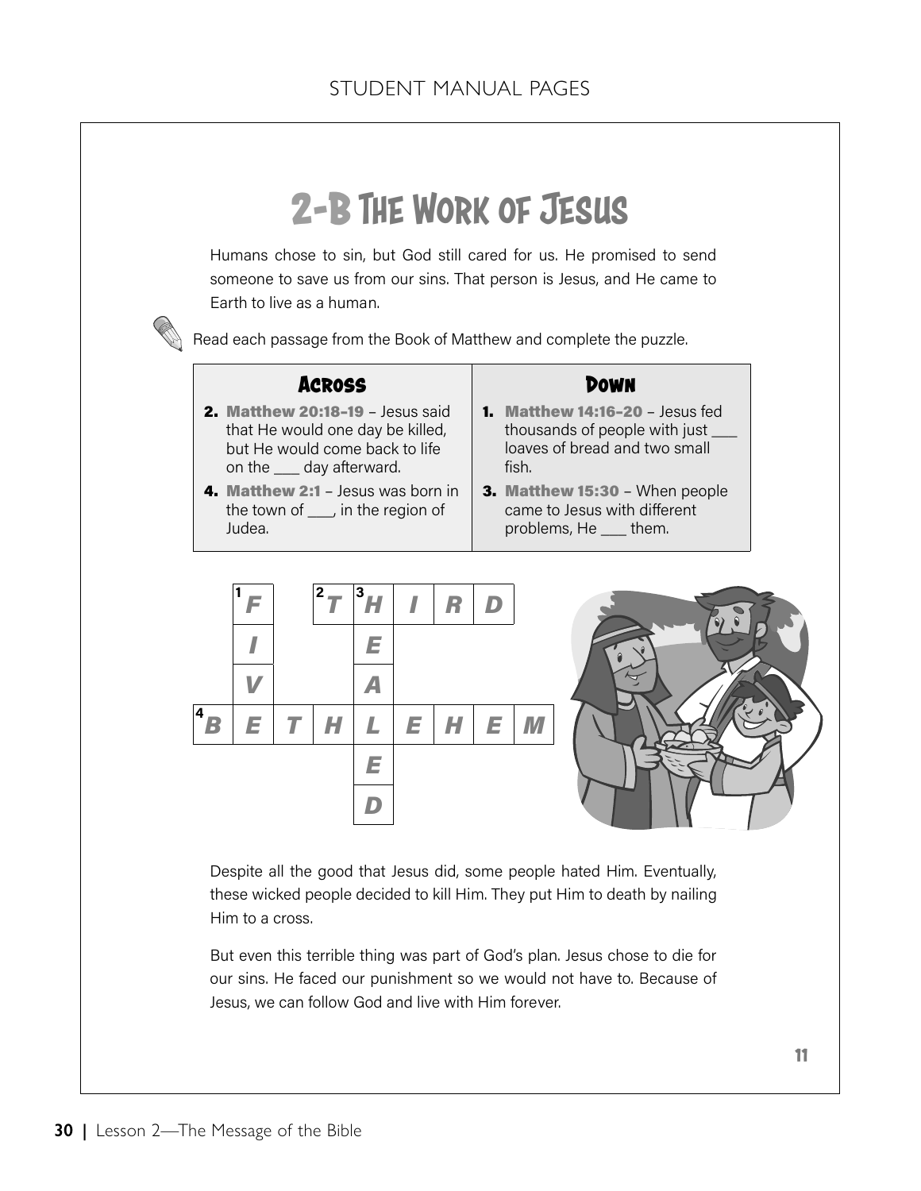# 2-B The Work of Jesus

Humans chose to sin, but God still cared for us. He promised to send someone to save us from our sins. That person is Jesus, and He came to Earth to live as a human.

Read each passage from the Book of Matthew and complete the puzzle.

| Across | Down |
|---|---|
| **2. Matthew 20:18–19** – Jesus said that He would one day be killed, but He would come back to life on the ___ day afterward. | **1. Matthew 14:16–20** – Jesus fed thousands of people with just ___ loaves of bread and two small fish. |
| **4. Matthew 2:1** – Jesus was born in the town of ___, in the region of Judea. | **3. Matthew 15:30** – When people came to Jesus with different problems, He ___ them. |

| | | | | | | | | |
|---|---|---|---|---|---|---|---|---|
| | 1 *F* | | 2 *T* | 3 *H* | *I* | *R* | *D* | |
| | *I* | | | *E* | | | | |
| | *V* | | | *A* | | | | |
| 4 *B* | *E* | *T* | *H* | *L* | *E* | *H* | *E* | *M* |
| | | | | *E* | | | | |
| | | | | *D* | | | | |

Despite all the good that Jesus did, some people hated Him. Eventually, these wicked people decided to kill Him. They put Him to death by nailing Him to a cross.

But even this terrible thing was part of God's plan. Jesus chose to die for our sins. He faced our punishment so we would not have to. Because of Jesus, we can follow God and live with Him forever.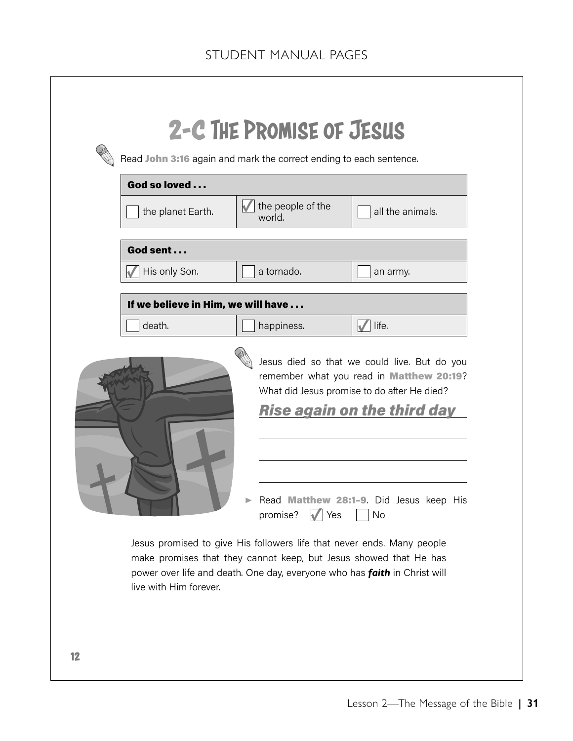# 2-C The Promise of Jesus

Read **John 3:16** again and mark the correct ending to each sentence.

| God so loved . . . | | |
|---|---|---|
| ☐ the planet Earth. | ☑ the people of the world. | ☐ all the animals. |

| God sent . . . | | |
|---|---|---|
| ☑ His only Son. | ☐ a tornado. | ☐ an army. |

| If we believe in Him, we will have . . . | | |
|---|---|---|
| ☐ death. | ☐ happiness. | ☑ life. |

Jesus died so that we could live. But do you remember what you read in **Matthew 20:19**? What did Jesus promise to do after He died?

***Rise again on the third day***

- Read **Matthew 28:1-9**. Did Jesus keep His promise? ☑ Yes ☐ No

Jesus promised to give His followers life that never ends. Many people make promises that they cannot keep, but Jesus showed that He has power over life and death. One day, everyone who has ***faith*** in Christ will live with Him forever.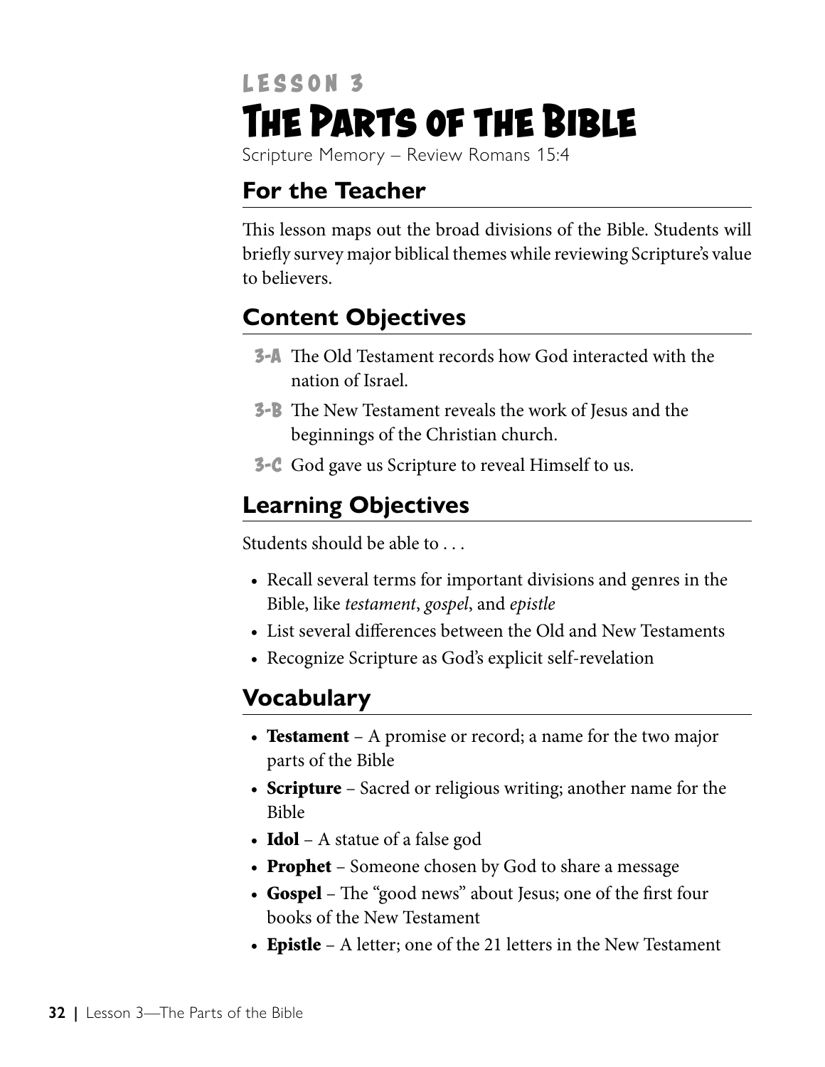LESSON 3

# The Parts of the Bible

Scripture Memory – Review Romans 15:4

## For the Teacher

This lesson maps out the broad divisions of the Bible. Students will briefly survey major biblical themes while reviewing Scripture's value to believers.

## Content Objectives

- **3-A** The Old Testament records how God interacted with the nation of Israel.
- **3-B** The New Testament reveals the work of Jesus and the beginnings of the Christian church.
- **3-C** God gave us Scripture to reveal Himself to us.

## Learning Objectives

Students should be able to . . .

- Recall several terms for important divisions and genres in the Bible, like *testament*, *gospel*, and *epistle*
- List several differences between the Old and New Testaments
- Recognize Scripture as God's explicit self-revelation

## Vocabulary

- **Testament** – A promise or record; a name for the two major parts of the Bible
- **Scripture** – Sacred or religious writing; another name for the Bible
- **Idol** – A statue of a false god
- **Prophet** – Someone chosen by God to share a message
- **Gospel** – The "good news" about Jesus; one of the first four books of the New Testament
- **Epistle** – A letter; one of the 21 letters in the New Testament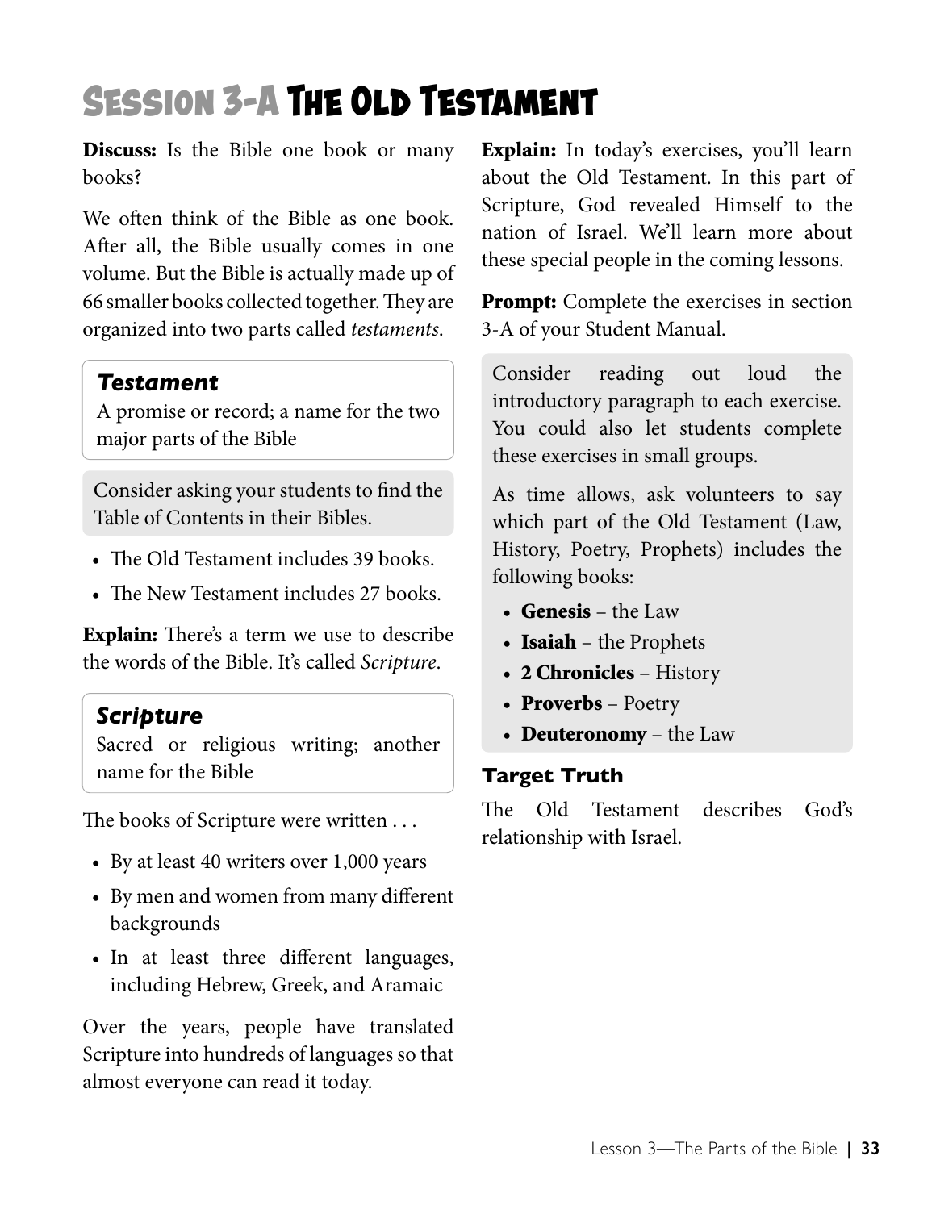# Session 3-A The Old Testament

**Discuss:** Is the Bible one book or many books?

We often think of the Bible as one book. After all, the Bible usually comes in one volume. But the Bible is actually made up of 66 smaller books collected together. They are organized into two parts called *testaments*.

> ***Testament***
> A promise or record; a name for the two major parts of the Bible

> Consider asking your students to find the Table of Contents in their Bibles.

- The Old Testament includes 39 books.
- The New Testament includes 27 books.

**Explain:** There's a term we use to describe the words of the Bible. It's called *Scripture*.

> ***Scripture***
> Sacred or religious writing; another name for the Bible

The books of Scripture were written . . .

- By at least 40 writers over 1,000 years
- By men and women from many different backgrounds
- In at least three different languages, including Hebrew, Greek, and Aramaic

Over the years, people have translated Scripture into hundreds of languages so that almost everyone can read it today.

**Explain:** In today's exercises, you'll learn about the Old Testament. In this part of Scripture, God revealed Himself to the nation of Israel. We'll learn more about these special people in the coming lessons.

**Prompt:** Complete the exercises in section 3-A of your Student Manual.

> Consider reading out loud the introductory paragraph to each exercise. You could also let students complete these exercises in small groups.
>
> As time allows, ask volunteers to say which part of the Old Testament (Law, History, Poetry, Prophets) includes the following books:
>
> - **Genesis** – the Law
> - **Isaiah** – the Prophets
> - **2 Chronicles** – History
> - **Proverbs** – Poetry
> - **Deuteronomy** – the Law

### Target Truth

The Old Testament describes God's relationship with Israel.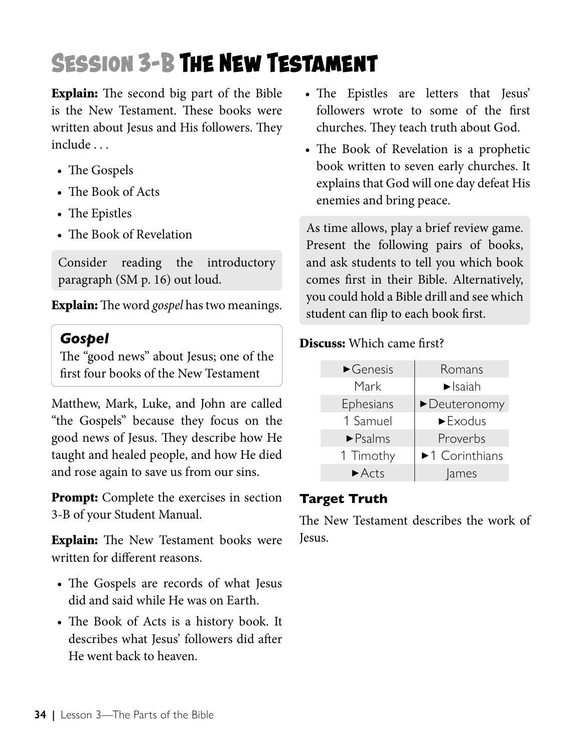# Session 3-B The New Testament

**Explain:** The second big part of the Bible is the New Testament. These books were written about Jesus and His followers. They include . . .

- The Gospels
- The Book of Acts
- The Epistles
- The Book of Revelation

Consider reading the introductory paragraph (SM p. 16) out loud.

**Explain:** The word *gospel* has two meanings.

> ***Gospel***
> The "good news" about Jesus; one of the first four books of the New Testament

Matthew, Mark, Luke, and John are called "the Gospels" because they focus on the good news of Jesus. They describe how He taught and healed people, and how He died and rose again to save us from our sins.

**Prompt:** Complete the exercises in section 3-B of your Student Manual.

**Explain:** The New Testament books were written for different reasons.

- The Gospels are records of what Jesus did and said while He was on Earth.
- The Book of Acts is a history book. It describes what Jesus' followers did after He went back to heaven.
- The Epistles are letters that Jesus' followers wrote to some of the first churches. They teach truth about God.
- The Book of Revelation is a prophetic book written to seven early churches. It explains that God will one day defeat His enemies and bring peace.

As time allows, play a brief review game. Present the following pairs of books, and ask students to tell you which book comes first in their Bible. Alternatively, you could hold a Bible drill and see which student can flip to each book first.

**Discuss:** Which came first?

| | |
|---|---|
| ►Genesis | Romans |
| Mark | ►Isaiah |
| Ephesians | ►Deuteronomy |
| 1 Samuel | ►Exodus |
| ►Psalms | Proverbs |
| 1 Timothy | ►1 Corinthians |
| ►Acts | James |

### Target Truth

The New Testament describes the work of Jesus.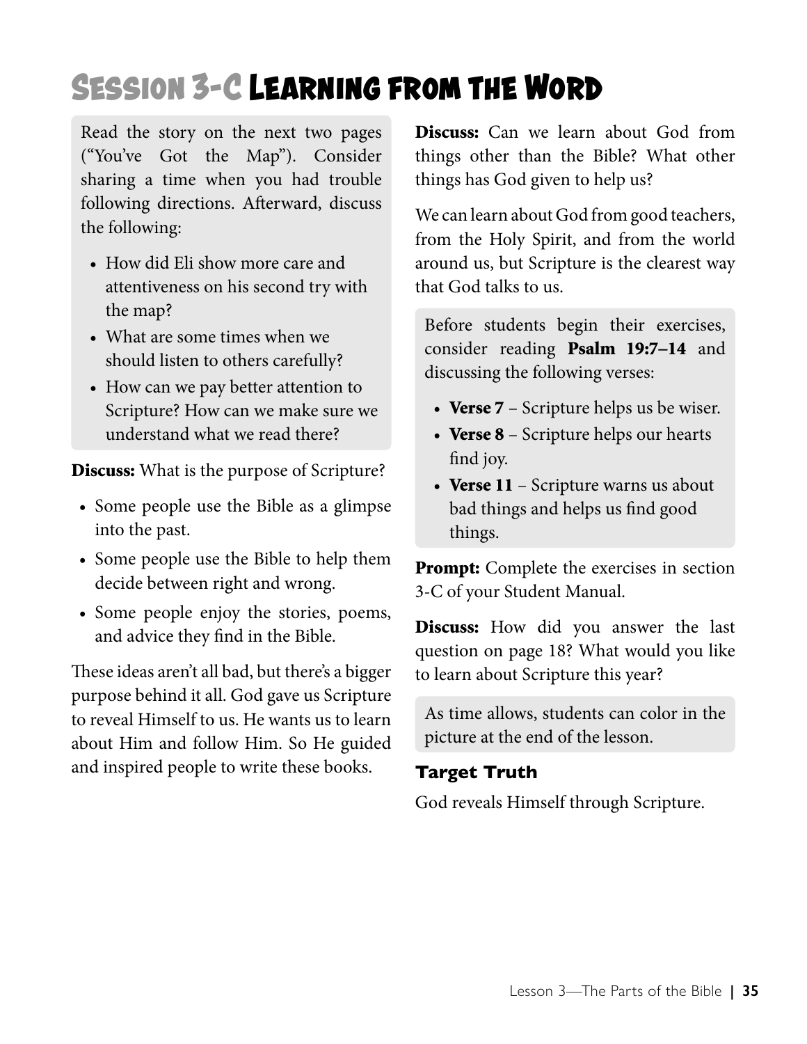# Session 3-C Learning from the Word

Read the story on the next two pages ("You've Got the Map"). Consider sharing a time when you had trouble following directions. Afterward, discuss the following:

- How did Eli show more care and attentiveness on his second try with the map?
- What are some times when we should listen to others carefully?
- How can we pay better attention to Scripture? How can we make sure we understand what we read there?

**Discuss:** What is the purpose of Scripture?

- Some people use the Bible as a glimpse into the past.
- Some people use the Bible to help them decide between right and wrong.
- Some people enjoy the stories, poems, and advice they find in the Bible.

These ideas aren't all bad, but there's a bigger purpose behind it all. God gave us Scripture to reveal Himself to us. He wants us to learn about Him and follow Him. So He guided and inspired people to write these books.

**Discuss:** Can we learn about God from things other than the Bible? What other things has God given to help us?

We can learn about God from good teachers, from the Holy Spirit, and from the world around us, but Scripture is the clearest way that God talks to us.

Before students begin their exercises, consider reading **Psalm 19:7–14** and discussing the following verses:

- **Verse 7** – Scripture helps us be wiser.
- **Verse 8** – Scripture helps our hearts find joy.
- **Verse 11** – Scripture warns us about bad things and helps us find good things.

**Prompt:** Complete the exercises in section 3-C of your Student Manual.

**Discuss:** How did you answer the last question on page 18? What would you like to learn about Scripture this year?

As time allows, students can color in the picture at the end of the lesson.

### Target Truth

God reveals Himself through Scripture.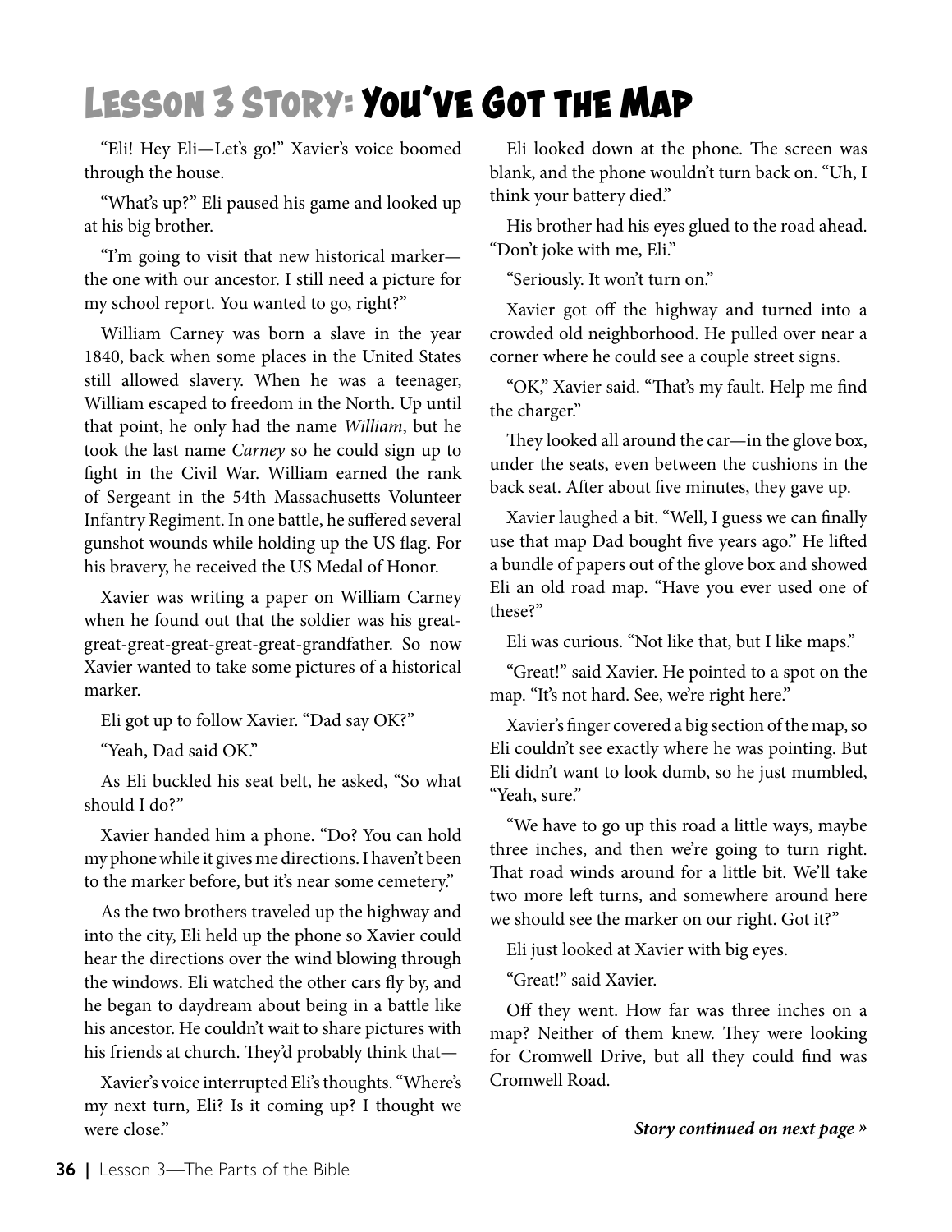# Lesson 3 Story: You've Got the Map

"Eli! Hey Eli—Let's go!" Xavier's voice boomed through the house.

"What's up?" Eli paused his game and looked up at his big brother.

"I'm going to visit that new historical marker—the one with our ancestor. I still need a picture for my school report. You wanted to go, right?"

William Carney was born a slave in the year 1840, back when some places in the United States still allowed slavery. When he was a teenager, William escaped to freedom in the North. Up until that point, he only had the name *William*, but he took the last name *Carney* so he could sign up to fight in the Civil War. William earned the rank of Sergeant in the 54th Massachusetts Volunteer Infantry Regiment. In one battle, he suffered several gunshot wounds while holding up the US flag. For his bravery, he received the US Medal of Honor.

Xavier was writing a paper on William Carney when he found out that the soldier was his great-great-great-great-great-great-grandfather. So now Xavier wanted to take some pictures of a historical marker.

Eli got up to follow Xavier. "Dad say OK?"

"Yeah, Dad said OK."

As Eli buckled his seat belt, he asked, "So what should I do?"

Xavier handed him a phone. "Do? You can hold my phone while it gives me directions. I haven't been to the marker before, but it's near some cemetery."

As the two brothers traveled up the highway and into the city, Eli held up the phone so Xavier could hear the directions over the wind blowing through the windows. Eli watched the other cars fly by, and he began to daydream about being in a battle like his ancestor. He couldn't wait to share pictures with his friends at church. They'd probably think that—

Xavier's voice interrupted Eli's thoughts. "Where's my next turn, Eli? Is it coming up? I thought we were close."

Eli looked down at the phone. The screen was blank, and the phone wouldn't turn back on. "Uh, I think your battery died."

His brother had his eyes glued to the road ahead. "Don't joke with me, Eli."

"Seriously. It won't turn on."

Xavier got off the highway and turned into a crowded old neighborhood. He pulled over near a corner where he could see a couple street signs.

"OK," Xavier said. "That's my fault. Help me find the charger."

They looked all around the car—in the glove box, under the seats, even between the cushions in the back seat. After about five minutes, they gave up.

Xavier laughed a bit. "Well, I guess we can finally use that map Dad bought five years ago." He lifted a bundle of papers out of the glove box and showed Eli an old road map. "Have you ever used one of these?"

Eli was curious. "Not like that, but I like maps."

"Great!" said Xavier. He pointed to a spot on the map. "It's not hard. See, we're right here."

Xavier's finger covered a big section of the map, so Eli couldn't see exactly where he was pointing. But Eli didn't want to look dumb, so he just mumbled, "Yeah, sure."

"We have to go up this road a little ways, maybe three inches, and then we're going to turn right. That road winds around for a little bit. We'll take two more left turns, and somewhere around here we should see the marker on our right. Got it?"

Eli just looked at Xavier with big eyes.

"Great!" said Xavier.

Off they went. How far was three inches on a map? Neither of them knew. They were looking for Cromwell Drive, but all they could find was Cromwell Road.

***Story continued on next page »***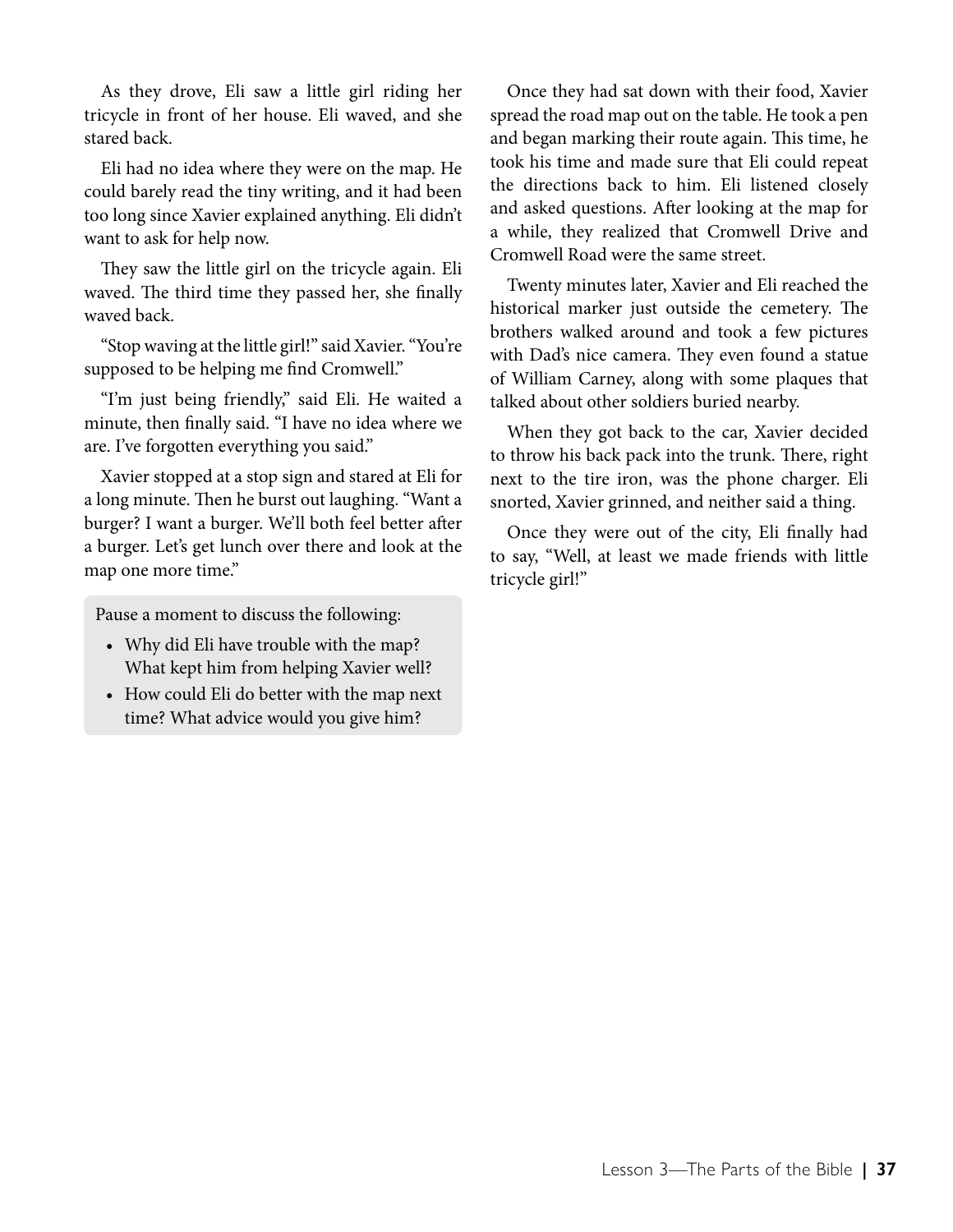As they drove, Eli saw a little girl riding her tricycle in front of her house. Eli waved, and she stared back.

Eli had no idea where they were on the map. He could barely read the tiny writing, and it had been too long since Xavier explained anything. Eli didn't want to ask for help now.

They saw the little girl on the tricycle again. Eli waved. The third time they passed her, she finally waved back.

"Stop waving at the little girl!" said Xavier. "You're supposed to be helping me find Cromwell."

"I'm just being friendly," said Eli. He waited a minute, then finally said. "I have no idea where we are. I've forgotten everything you said."

Xavier stopped at a stop sign and stared at Eli for a long minute. Then he burst out laughing. "Want a burger? I want a burger. We'll both feel better after a burger. Let's get lunch over there and look at the map one more time."

> Pause a moment to discuss the following:
>
> - Why did Eli have trouble with the map? What kept him from helping Xavier well?
> - How could Eli do better with the map next time? What advice would you give him?

Once they had sat down with their food, Xavier spread the road map out on the table. He took a pen and began marking their route again. This time, he took his time and made sure that Eli could repeat the directions back to him. Eli listened closely and asked questions. After looking at the map for a while, they realized that Cromwell Drive and Cromwell Road were the same street.

Twenty minutes later, Xavier and Eli reached the historical marker just outside the cemetery. The brothers walked around and took a few pictures with Dad's nice camera. They even found a statue of William Carney, along with some plaques that talked about other soldiers buried nearby.

When they got back to the car, Xavier decided to throw his back pack into the trunk. There, right next to the tire iron, was the phone charger. Eli snorted, Xavier grinned, and neither said a thing.

Once they were out of the city, Eli finally had to say, "Well, at least we made friends with little tricycle girl!"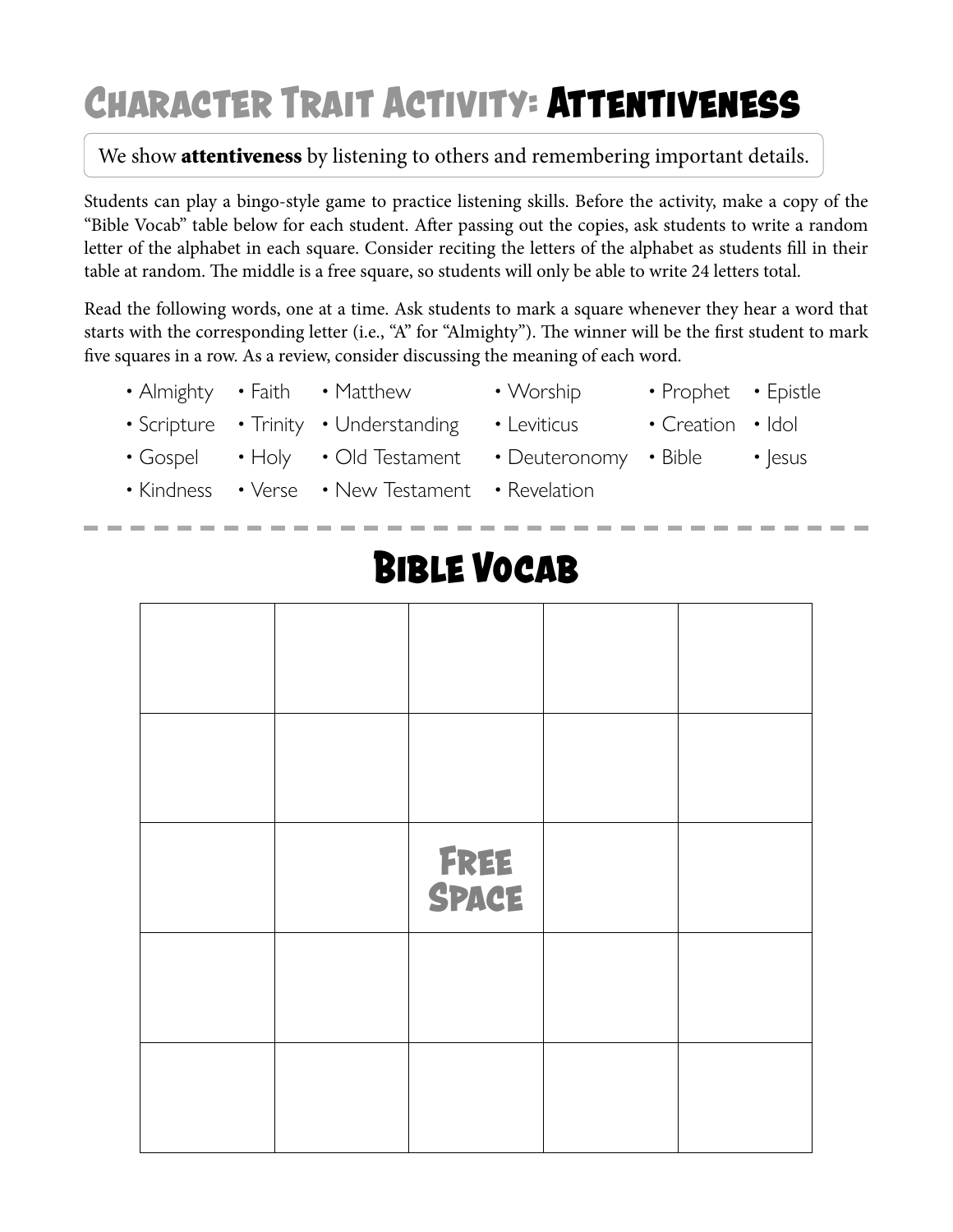# Character Trait Activity: Attentiveness

We show **attentiveness** by listening to others and remembering important details.

Students can play a bingo-style game to practice listening skills. Before the activity, make a copy of the "Bible Vocab" table below for each student. After passing out the copies, ask students to write a random letter of the alphabet in each square. Consider reciting the letters of the alphabet as students fill in their table at random. The middle is a free square, so students will only be able to write 24 letters total.

Read the following words, one at a time. Ask students to mark a square whenever they hear a word that starts with the corresponding letter (i.e., "A" for "Almighty"). The winner will be the first student to mark five squares in a row. As a review, consider discussing the meaning of each word.

- Almighty
- Scripture
- Gospel
- Kindness
- Faith
- Trinity
- Holy
- Verse
- Matthew
- Understanding
- Old Testament
- New Testament
- Worship
- Leviticus
- Deuteronomy
- Revelation
- Prophet
- Creation
- Bible
- Epistle
- Idol
- Jesus

## Bible Vocab

| | | | | |
|---|---|---|---|---|
| | | | | |
| | | | | |
| | | Free Space | | |
| | | | | |
| | | | | |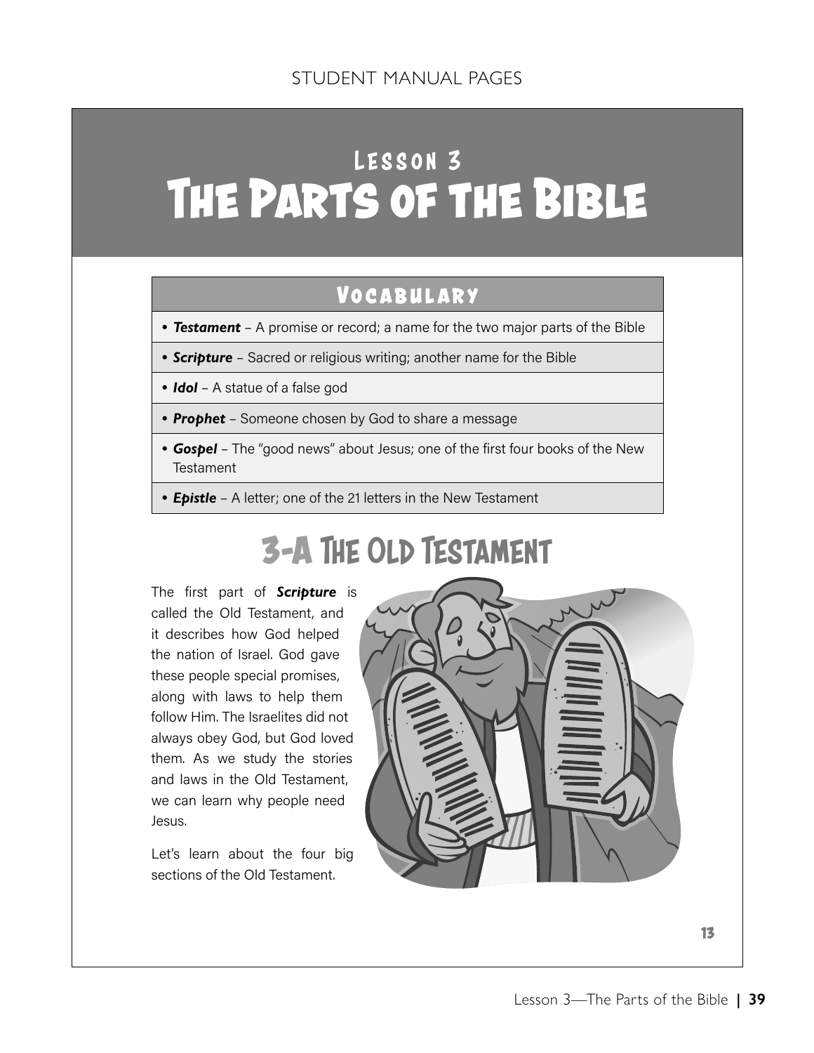# Lesson 3
# The Parts of the Bible

## Vocabulary

- ***Testament*** – A promise or record; a name for the two major parts of the Bible
- ***Scripture*** – Sacred or religious writing; another name for the Bible
- ***Idol*** – A statue of a false god
- ***Prophet*** – Someone chosen by God to share a message
- ***Gospel*** – The "good news" about Jesus; one of the first four books of the New Testament
- ***Epistle*** – A letter; one of the 21 letters in the New Testament

## 3-A The Old Testament

The first part of ***Scripture*** is called the Old Testament, and it describes how God helped the nation of Israel. God gave these people special promises, along with laws to help them follow Him. The Israelites did not always obey God, but God loved them. As we study the stories and laws in the Old Testament, we can learn why people need Jesus.

Let's learn about the four big sections of the Old Testament.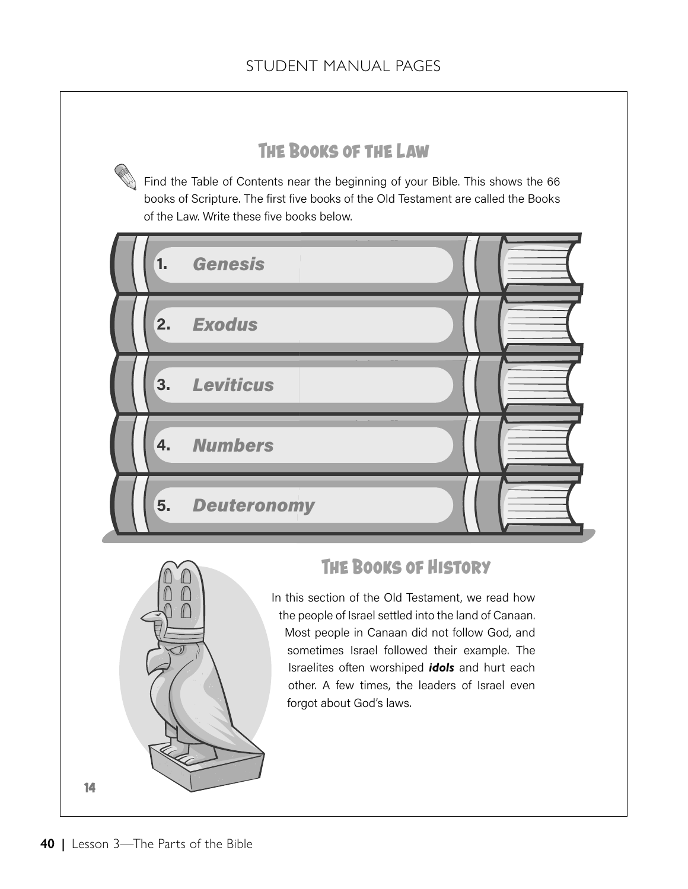## The Books of the Law

Find the Table of Contents near the beginning of your Bible. This shows the 66 books of Scripture. The first five books of the Old Testament are called the Books of the Law. Write these five books below.

1. *Genesis*
2. *Exodus*
3. *Leviticus*
4. *Numbers*
5. *Deuteronomy*

## The Books of History

In this section of the Old Testament, we read how the people of Israel settled into the land of Canaan. Most people in Canaan did not follow God, and sometimes Israel followed their example. The Israelites often worshiped ***idols*** and hurt each other. A few times, the leaders of Israel even forgot about God's laws.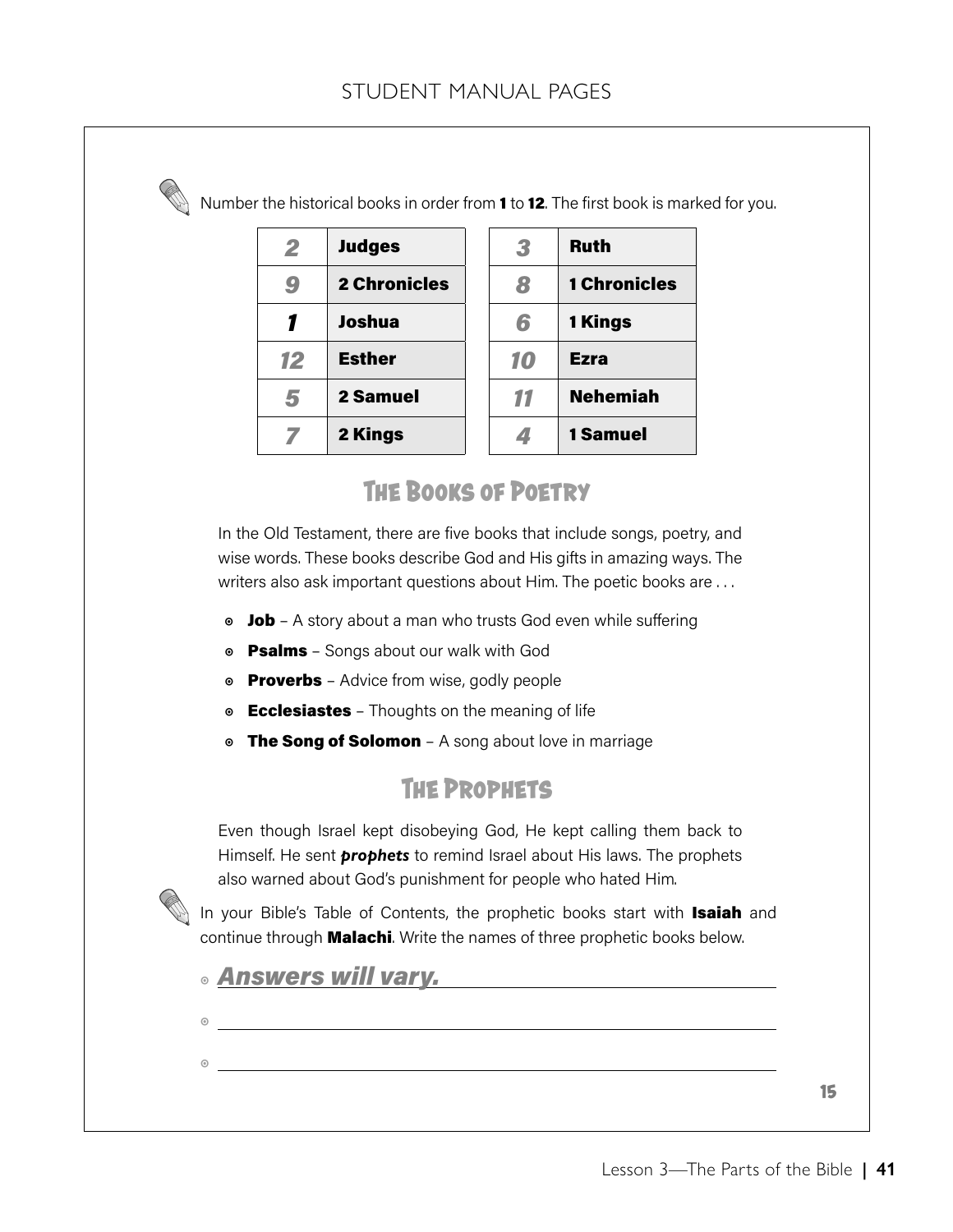Number the historical books in order from **1** to **12**. The first book is marked for you.

| | |
|---|---|
| *2* | **Judges** |
| *9* | **2 Chronicles** |
| ***1*** | **Joshua** |
| *12* | **Esther** |
| *5* | **2 Samuel** |
| *7* | **2 Kings** |

| | |
|---|---|
| *3* | **Ruth** |
| *8* | **1 Chronicles** |
| *6* | **1 Kings** |
| *10* | **Ezra** |
| *11* | **Nehemiah** |
| *4* | **1 Samuel** |

## The Books of Poetry

In the Old Testament, there are five books that include songs, poetry, and wise words. These books describe God and His gifts in amazing ways. The writers also ask important questions about Him. The poetic books are . . .

- **Job** – A story about a man who trusts God even while suffering
- **Psalms** – Songs about our walk with God
- **Proverbs** – Advice from wise, godly people
- **Ecclesiastes** – Thoughts on the meaning of life
- **The Song of Solomon** – A song about love in marriage

## The Prophets

Even though Israel kept disobeying God, He kept calling them back to Himself. He sent ***prophets*** to remind Israel about His laws. The prophets also warned about God's punishment for people who hated Him.

In your Bible's Table of Contents, the prophetic books start with **Isaiah** and continue through **Malachi**. Write the names of three prophetic books below.

- *Answers will vary.*
- ______________________________
- ______________________________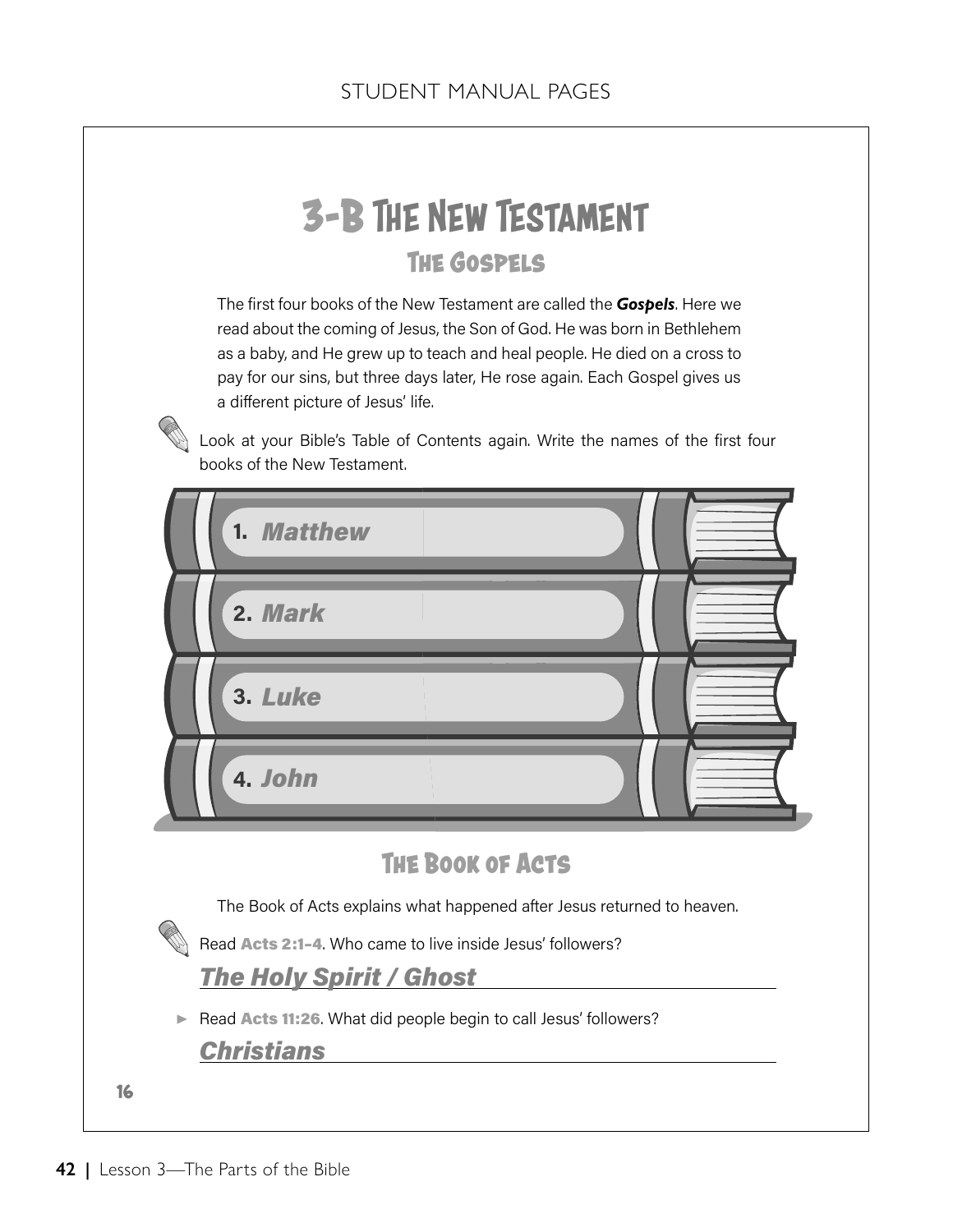# 3-B The New Testament

## The Gospels

The first four books of the New Testament are called the ***Gospels***. Here we read about the coming of Jesus, the Son of God. He was born in Bethlehem as a baby, and He grew up to teach and heal people. He died on a cross to pay for our sins, but three days later, He rose again. Each Gospel gives us a different picture of Jesus' life.

Look at your Bible's Table of Contents again. Write the names of the first four books of the New Testament.

1. ***Matthew***
2. ***Mark***
3. ***Luke***
4. ***John***

## The Book of Acts

The Book of Acts explains what happened after Jesus returned to heaven.

Read **Acts 2:1–4**. Who came to live inside Jesus' followers?

***The Holy Spirit / Ghost***

► Read **Acts 11:26**. What did people begin to call Jesus' followers?

***Christians***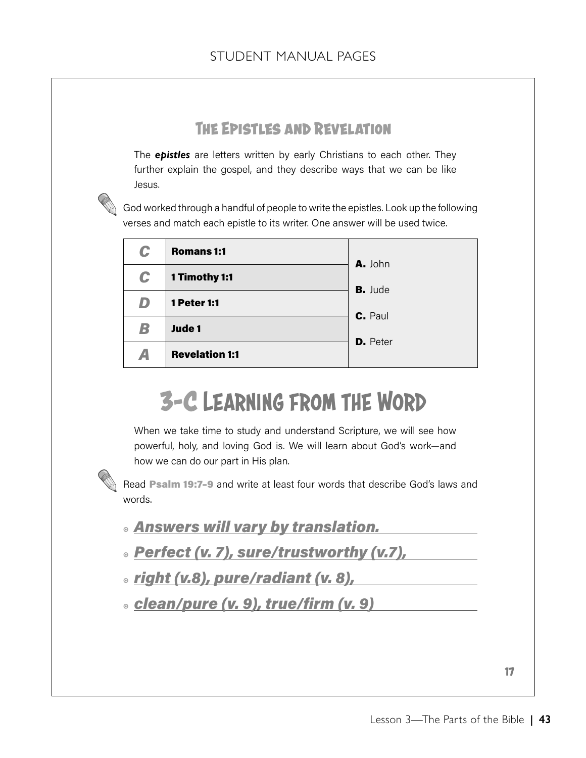STUDENT MANUAL PAGES

## The Epistles and Revelation

The ***epistles*** are letters written by early Christians to each other. They further explain the gospel, and they describe ways that we can be like Jesus.

God worked through a handful of people to write the epistles. Look up the following verses and match each epistle to its writer. One answer will be used twice.

| | | |
|---|---|---|
| *C* | **Romans 1:1** | **A.** John |
| *C* | **1 Timothy 1:1** | **B.** Jude |
| *D* | **1 Peter 1:1** | **C.** Paul |
| *B* | **Jude 1** | **D.** Peter |
| *A* | **Revelation 1:1** | |

# 3-C Learning from the Word

When we take time to study and understand Scripture, we will see how powerful, holy, and loving God is. We will learn about God's work—and how we can do our part in His plan.

Read **Psalm 19:7–9** and write at least four words that describe God's laws and words.

- *Answers will vary by translation.*
- *Perfect (v. 7), sure/trustworthy (v.7),*
- *right (v.8), pure/radiant (v. 8),*
- *clean/pure (v. 9), true/firm (v. 9)*

Lesson 3—The Parts of the Bible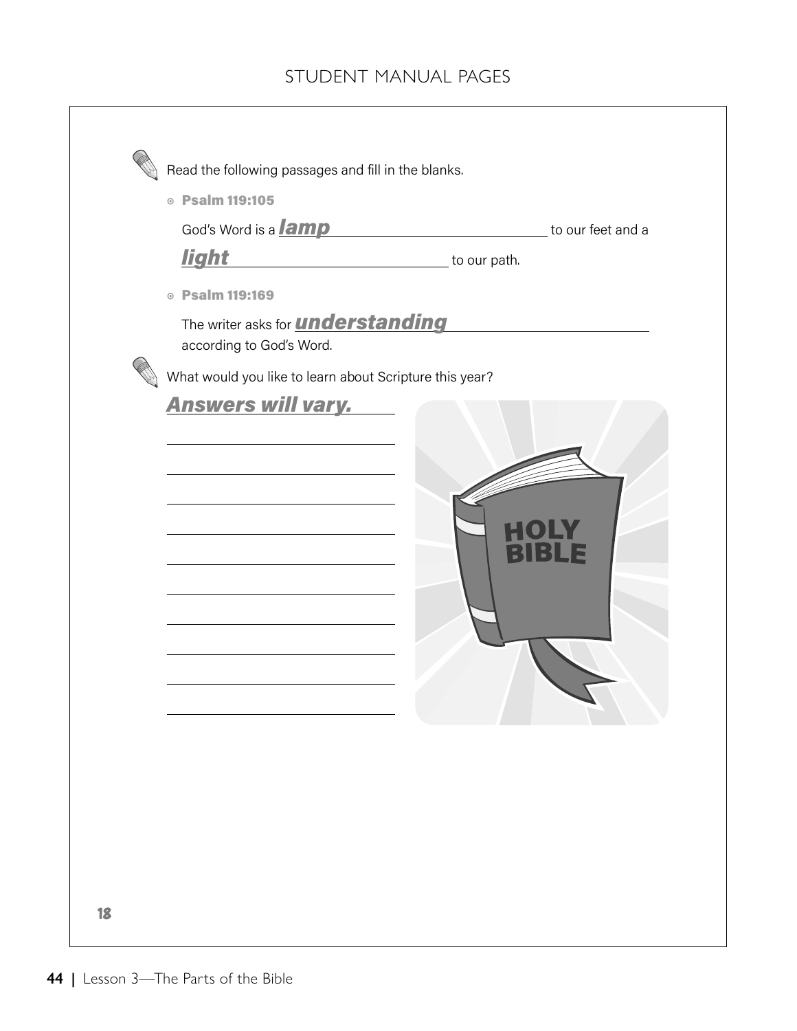STUDENT MANUAL PAGES

Read the following passages and fill in the blanks.

- **Psalm 119:105**

  God's Word is a ***lamp*** to our feet and a ***light*** to our path.

- **Psalm 119:169**

  The writer asks for ***understanding*** according to God's Word.

What would you like to learn about Scripture this year?

***Answers will vary.***

18

Lesson 3—The Parts of the Bible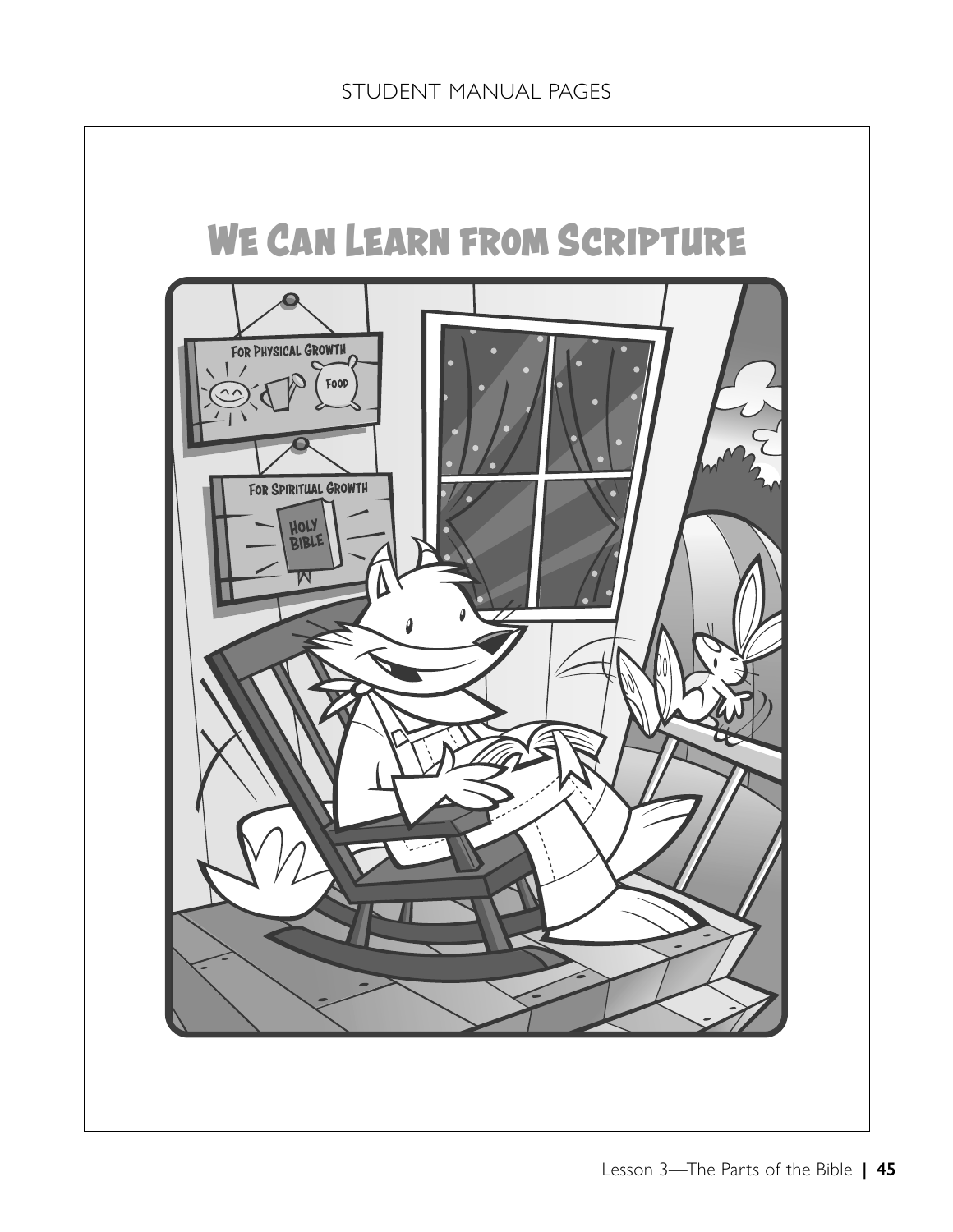# We Can Learn from Scripture